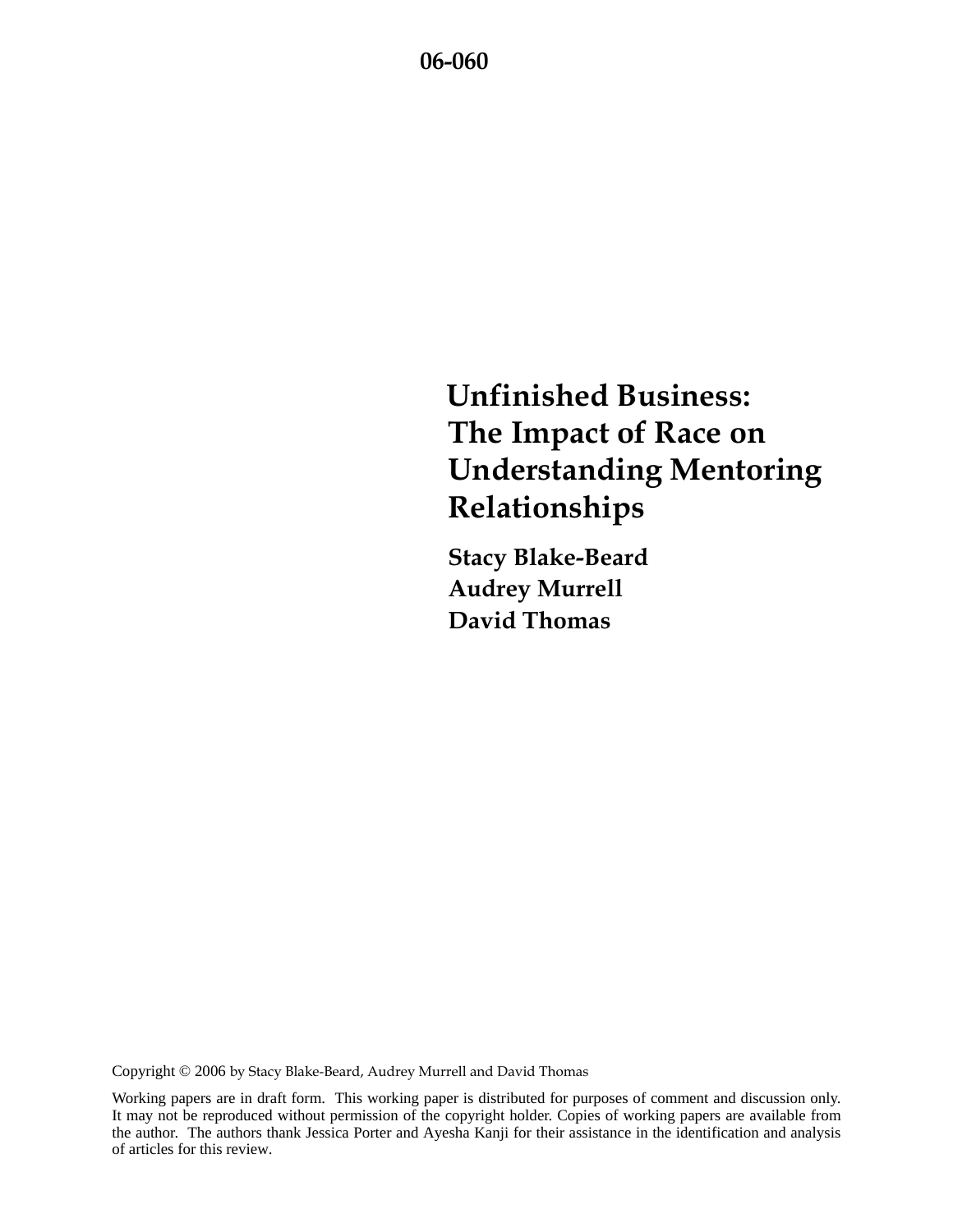06-060

# Unfinished Business: The Impact of Race on Understanding Mentoring Relationships

**Stacy Blake-Beard**
**Audrey Murrell**
**David Thomas**

Copyright © 2006 by Stacy Blake-Beard, Audrey Murrell and David Thomas

Working papers are in draft form. This working paper is distributed for purposes of comment and discussion only. It may not be reproduced without permission of the copyright holder. Copies of working papers are available from the author. The authors thank Jessica Porter and Ayesha Kanji for their assistance in the identification and analysis of articles for this review.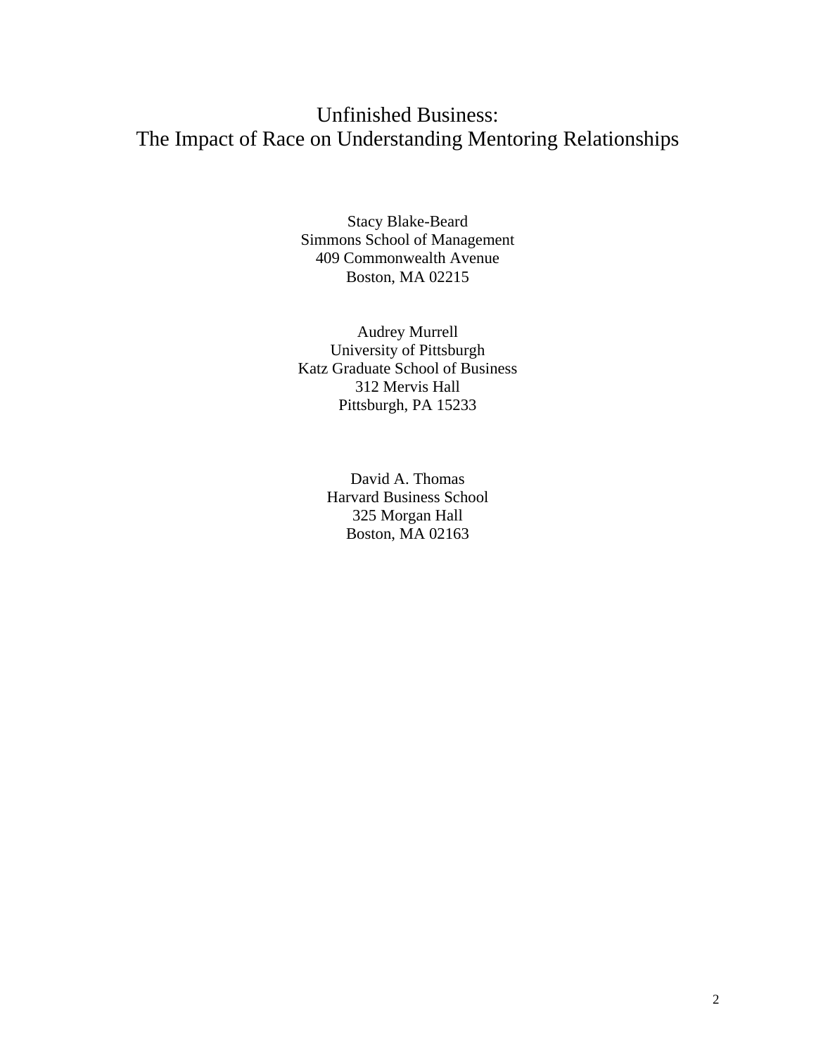# Unfinished Business:
# The Impact of Race on Understanding Mentoring Relationships

Stacy Blake-Beard
Simmons School of Management
409 Commonwealth Avenue
Boston, MA 02215

Audrey Murrell
University of Pittsburgh
Katz Graduate School of Business
312 Mervis Hall
Pittsburgh, PA 15233

David A. Thomas
Harvard Business School
325 Morgan Hall
Boston, MA 02163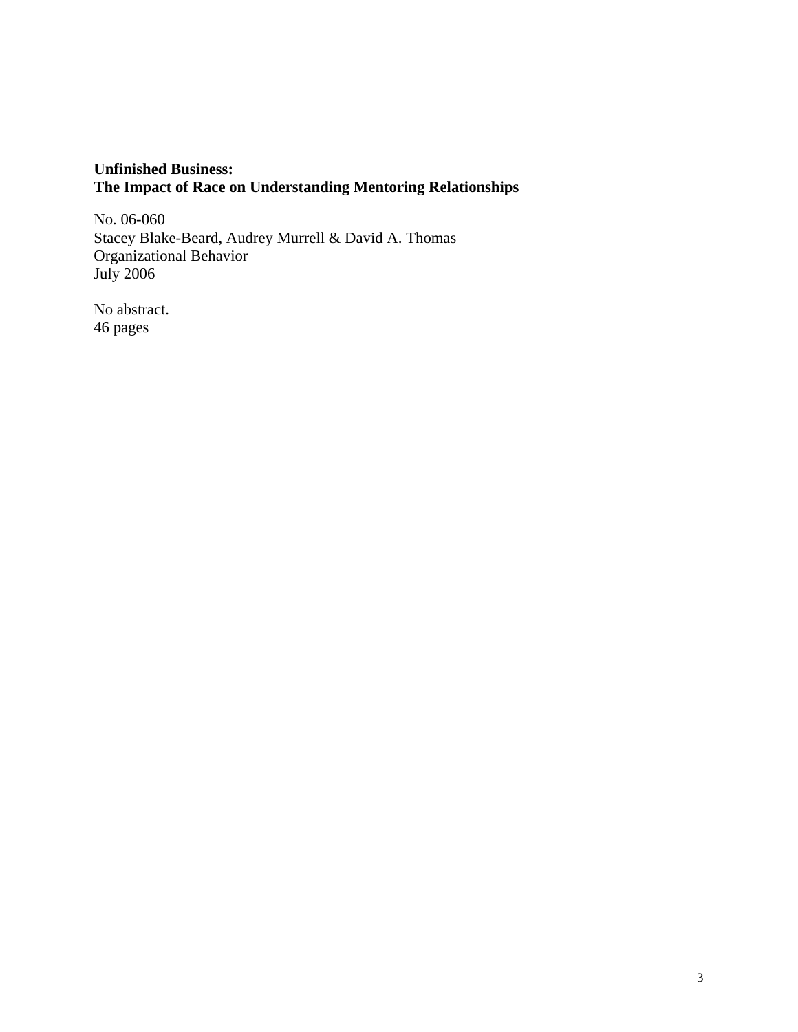**Unfinished Business:**
**The Impact of Race on Understanding Mentoring Relationships**

No. 06-060
Stacey Blake-Beard, Audrey Murrell & David A. Thomas
Organizational Behavior
July 2006

No abstract.
46 pages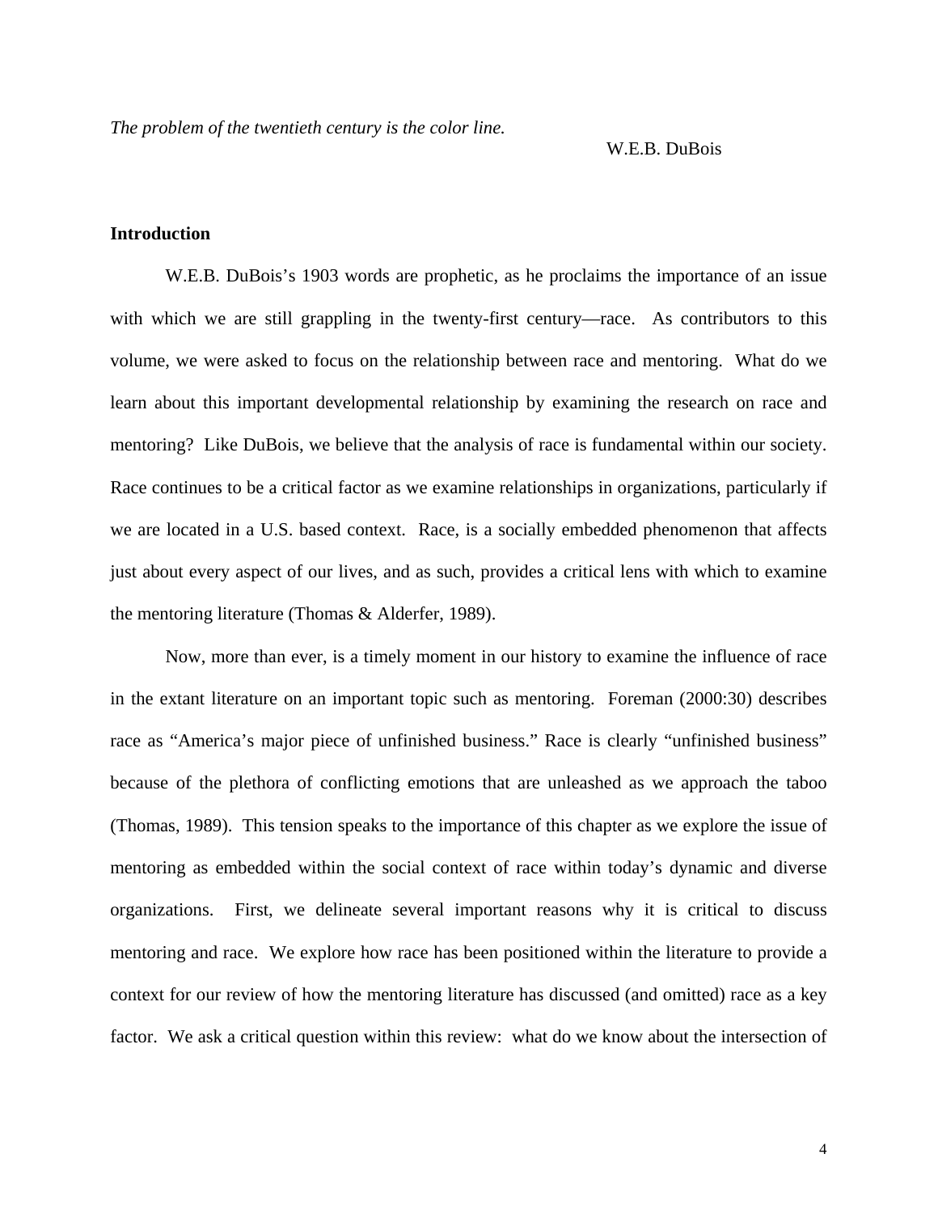*The problem of the twentieth century is the color line.*

W.E.B. DuBois

**Introduction**

W.E.B. DuBois's 1903 words are prophetic, as he proclaims the importance of an issue with which we are still grappling in the twenty-first century—race. As contributors to this volume, we were asked to focus on the relationship between race and mentoring. What do we learn about this important developmental relationship by examining the research on race and mentoring? Like DuBois, we believe that the analysis of race is fundamental within our society. Race continues to be a critical factor as we examine relationships in organizations, particularly if we are located in a U.S. based context. Race, is a socially embedded phenomenon that affects just about every aspect of our lives, and as such, provides a critical lens with which to examine the mentoring literature (Thomas & Alderfer, 1989).

Now, more than ever, is a timely moment in our history to examine the influence of race in the extant literature on an important topic such as mentoring. Foreman (2000:30) describes race as "America's major piece of unfinished business." Race is clearly "unfinished business" because of the plethora of conflicting emotions that are unleashed as we approach the taboo (Thomas, 1989). This tension speaks to the importance of this chapter as we explore the issue of mentoring as embedded within the social context of race within today's dynamic and diverse organizations. First, we delineate several important reasons why it is critical to discuss mentoring and race. We explore how race has been positioned within the literature to provide a context for our review of how the mentoring literature has discussed (and omitted) race as a key factor. We ask a critical question within this review: what do we know about the intersection of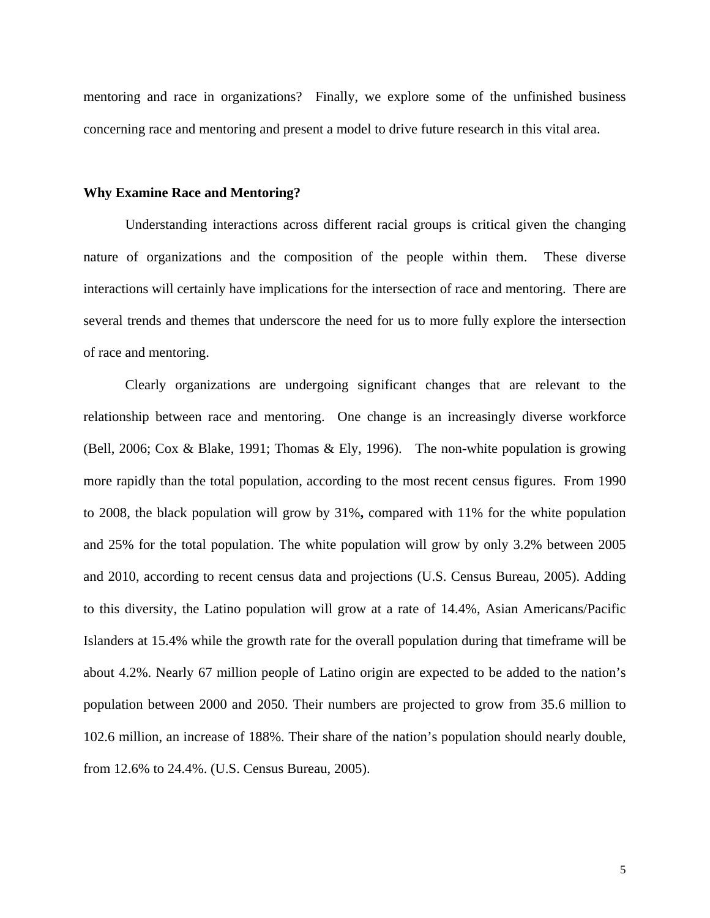mentoring and race in organizations? Finally, we explore some of the unfinished business concerning race and mentoring and present a model to drive future research in this vital area.

**Why Examine Race and Mentoring?**

Understanding interactions across different racial groups is critical given the changing nature of organizations and the composition of the people within them. These diverse interactions will certainly have implications for the intersection of race and mentoring. There are several trends and themes that underscore the need for us to more fully explore the intersection of race and mentoring.

Clearly organizations are undergoing significant changes that are relevant to the relationship between race and mentoring. One change is an increasingly diverse workforce (Bell, 2006; Cox & Blake, 1991; Thomas & Ely, 1996). The non-white population is growing more rapidly than the total population, according to the most recent census figures. From 1990 to 2008, the black population will grow by 31%**,** compared with 11% for the white population and 25% for the total population. The white population will grow by only 3.2% between 2005 and 2010, according to recent census data and projections (U.S. Census Bureau, 2005). Adding to this diversity, the Latino population will grow at a rate of 14.4%, Asian Americans/Pacific Islanders at 15.4% while the growth rate for the overall population during that timeframe will be about 4.2%. Nearly 67 million people of Latino origin are expected to be added to the nation's population between 2000 and 2050. Their numbers are projected to grow from 35.6 million to 102.6 million, an increase of 188%. Their share of the nation's population should nearly double, from 12.6% to 24.4%. (U.S. Census Bureau, 2005).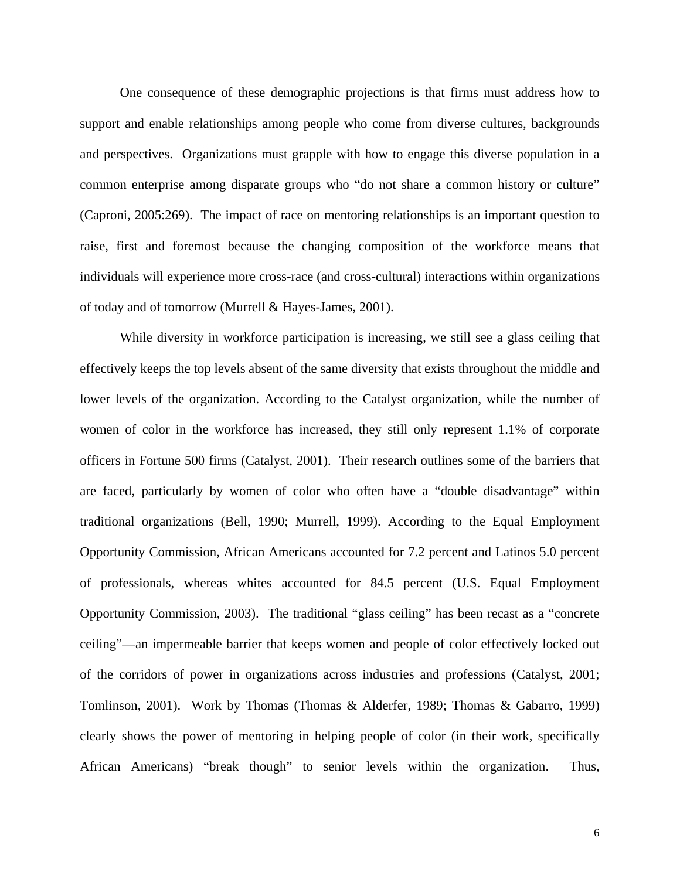One consequence of these demographic projections is that firms must address how to support and enable relationships among people who come from diverse cultures, backgrounds and perspectives. Organizations must grapple with how to engage this diverse population in a common enterprise among disparate groups who “do not share a common history or culture” (Caproni, 2005:269). The impact of race on mentoring relationships is an important question to raise, first and foremost because the changing composition of the workforce means that individuals will experience more cross-race (and cross-cultural) interactions within organizations of today and of tomorrow (Murrell & Hayes-James, 2001).

While diversity in workforce participation is increasing, we still see a glass ceiling that effectively keeps the top levels absent of the same diversity that exists throughout the middle and lower levels of the organization. According to the Catalyst organization, while the number of women of color in the workforce has increased, they still only represent 1.1% of corporate officers in Fortune 500 firms (Catalyst, 2001). Their research outlines some of the barriers that are faced, particularly by women of color who often have a “double disadvantage” within traditional organizations (Bell, 1990; Murrell, 1999). According to the Equal Employment Opportunity Commission, African Americans accounted for 7.2 percent and Latinos 5.0 percent of professionals, whereas whites accounted for 84.5 percent (U.S. Equal Employment Opportunity Commission, 2003). The traditional “glass ceiling” has been recast as a “concrete ceiling”—an impermeable barrier that keeps women and people of color effectively locked out of the corridors of power in organizations across industries and professions (Catalyst, 2001; Tomlinson, 2001). Work by Thomas (Thomas & Alderfer, 1989; Thomas & Gabarro, 1999) clearly shows the power of mentoring in helping people of color (in their work, specifically African Americans) “break though” to senior levels within the organization. Thus,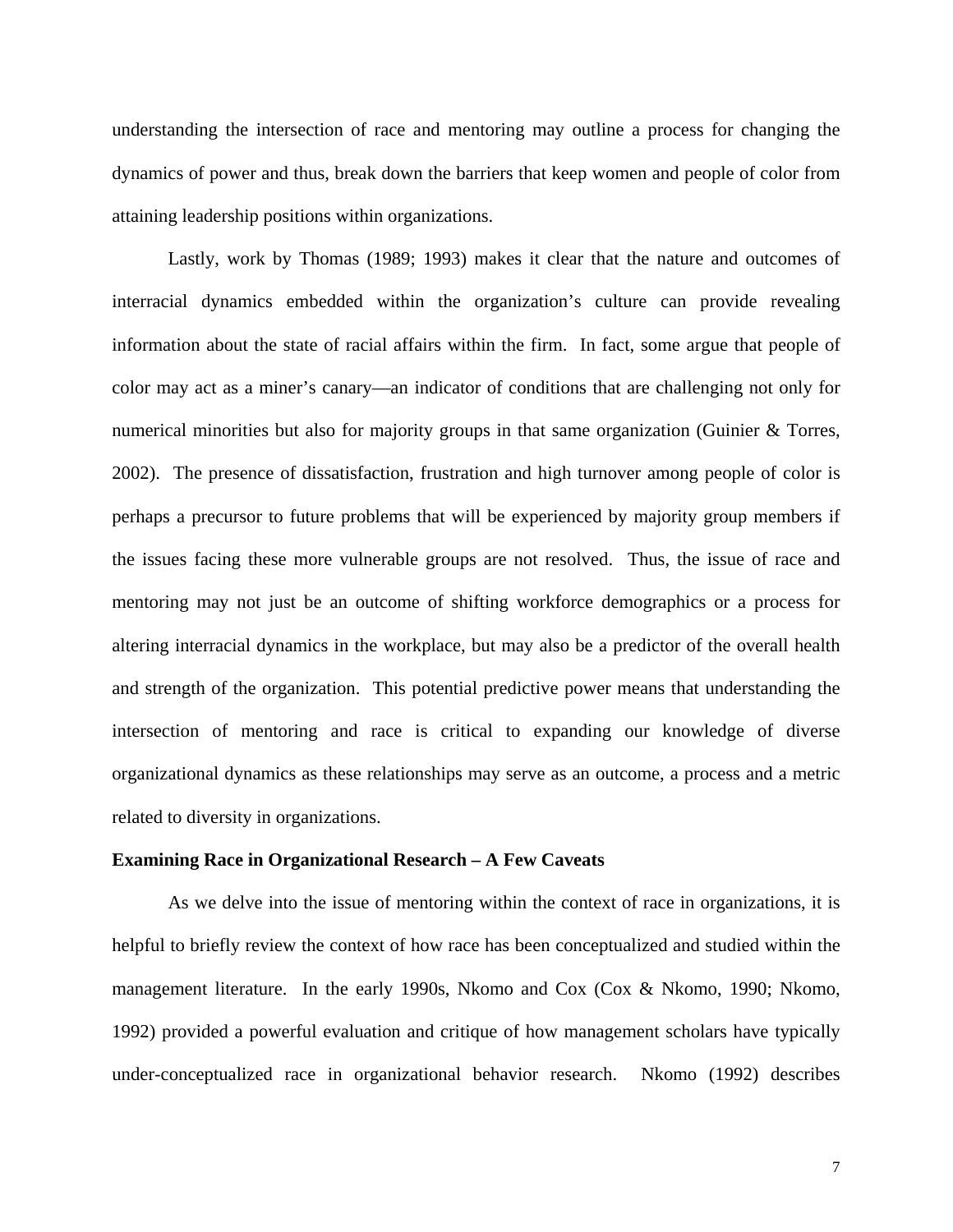understanding the intersection of race and mentoring may outline a process for changing the dynamics of power and thus, break down the barriers that keep women and people of color from attaining leadership positions within organizations.

Lastly, work by Thomas (1989; 1993) makes it clear that the nature and outcomes of interracial dynamics embedded within the organization's culture can provide revealing information about the state of racial affairs within the firm. In fact, some argue that people of color may act as a miner's canary—an indicator of conditions that are challenging not only for numerical minorities but also for majority groups in that same organization (Guinier & Torres, 2002). The presence of dissatisfaction, frustration and high turnover among people of color is perhaps a precursor to future problems that will be experienced by majority group members if the issues facing these more vulnerable groups are not resolved. Thus, the issue of race and mentoring may not just be an outcome of shifting workforce demographics or a process for altering interracial dynamics in the workplace, but may also be a predictor of the overall health and strength of the organization. This potential predictive power means that understanding the intersection of mentoring and race is critical to expanding our knowledge of diverse organizational dynamics as these relationships may serve as an outcome, a process and a metric related to diversity in organizations.

**Examining Race in Organizational Research – A Few Caveats**

As we delve into the issue of mentoring within the context of race in organizations, it is helpful to briefly review the context of how race has been conceptualized and studied within the management literature. In the early 1990s, Nkomo and Cox (Cox & Nkomo, 1990; Nkomo, 1992) provided a powerful evaluation and critique of how management scholars have typically under-conceptualized race in organizational behavior research. Nkomo (1992) describes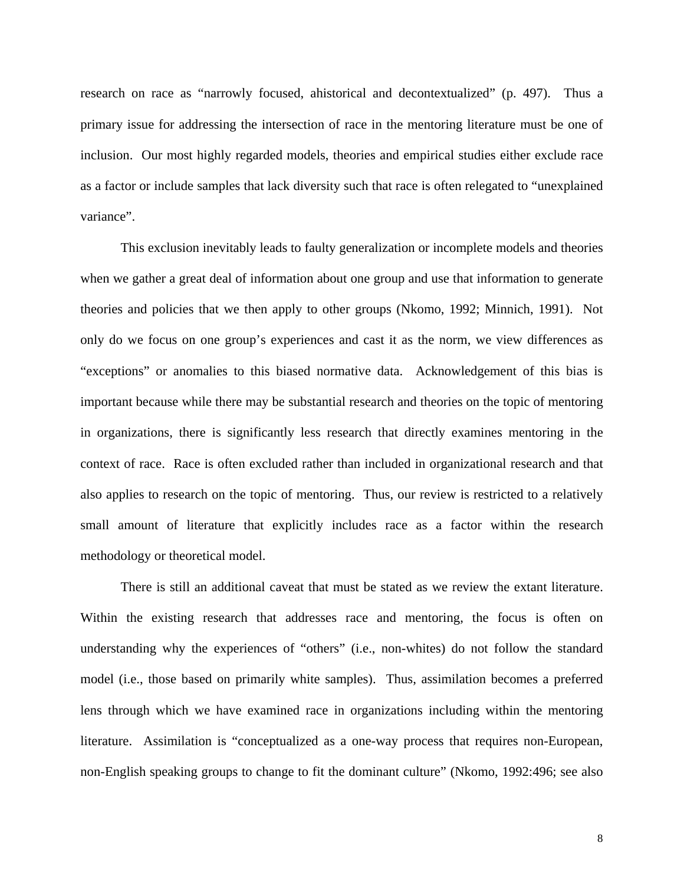research on race as "narrowly focused, ahistorical and decontextualized" (p. 497). Thus a primary issue for addressing the intersection of race in the mentoring literature must be one of inclusion. Our most highly regarded models, theories and empirical studies either exclude race as a factor or include samples that lack diversity such that race is often relegated to "unexplained variance".

This exclusion inevitably leads to faulty generalization or incomplete models and theories when we gather a great deal of information about one group and use that information to generate theories and policies that we then apply to other groups (Nkomo, 1992; Minnich, 1991). Not only do we focus on one group's experiences and cast it as the norm, we view differences as "exceptions" or anomalies to this biased normative data. Acknowledgement of this bias is important because while there may be substantial research and theories on the topic of mentoring in organizations, there is significantly less research that directly examines mentoring in the context of race. Race is often excluded rather than included in organizational research and that also applies to research on the topic of mentoring. Thus, our review is restricted to a relatively small amount of literature that explicitly includes race as a factor within the research methodology or theoretical model.

There is still an additional caveat that must be stated as we review the extant literature. Within the existing research that addresses race and mentoring, the focus is often on understanding why the experiences of "others" (i.e., non-whites) do not follow the standard model (i.e., those based on primarily white samples). Thus, assimilation becomes a preferred lens through which we have examined race in organizations including within the mentoring literature. Assimilation is "conceptualized as a one-way process that requires non-European, non-English speaking groups to change to fit the dominant culture" (Nkomo, 1992:496; see also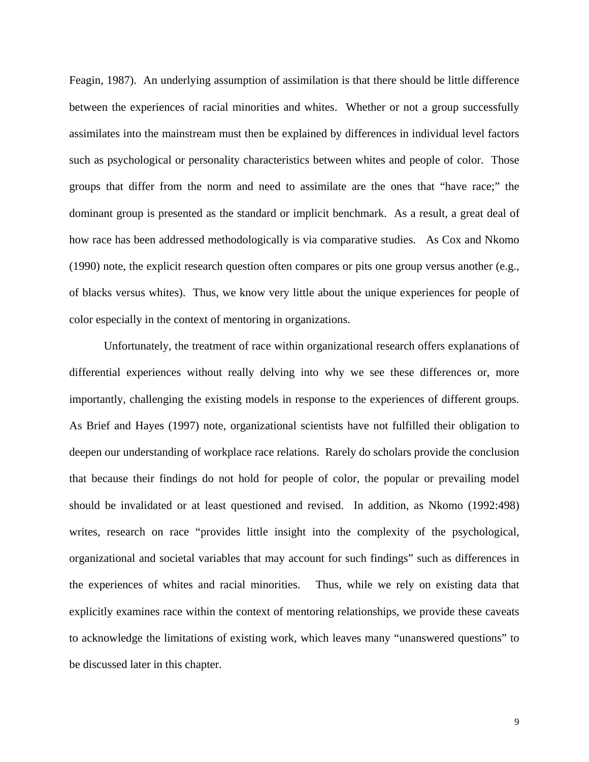Feagin, 1987). An underlying assumption of assimilation is that there should be little difference between the experiences of racial minorities and whites. Whether or not a group successfully assimilates into the mainstream must then be explained by differences in individual level factors such as psychological or personality characteristics between whites and people of color. Those groups that differ from the norm and need to assimilate are the ones that "have race;" the dominant group is presented as the standard or implicit benchmark. As a result, a great deal of how race has been addressed methodologically is via comparative studies. As Cox and Nkomo (1990) note, the explicit research question often compares or pits one group versus another (e.g., of blacks versus whites). Thus, we know very little about the unique experiences for people of color especially in the context of mentoring in organizations.

Unfortunately, the treatment of race within organizational research offers explanations of differential experiences without really delving into why we see these differences or, more importantly, challenging the existing models in response to the experiences of different groups. As Brief and Hayes (1997) note, organizational scientists have not fulfilled their obligation to deepen our understanding of workplace race relations. Rarely do scholars provide the conclusion that because their findings do not hold for people of color, the popular or prevailing model should be invalidated or at least questioned and revised. In addition, as Nkomo (1992:498) writes, research on race "provides little insight into the complexity of the psychological, organizational and societal variables that may account for such findings" such as differences in the experiences of whites and racial minorities. Thus, while we rely on existing data that explicitly examines race within the context of mentoring relationships, we provide these caveats to acknowledge the limitations of existing work, which leaves many "unanswered questions" to be discussed later in this chapter.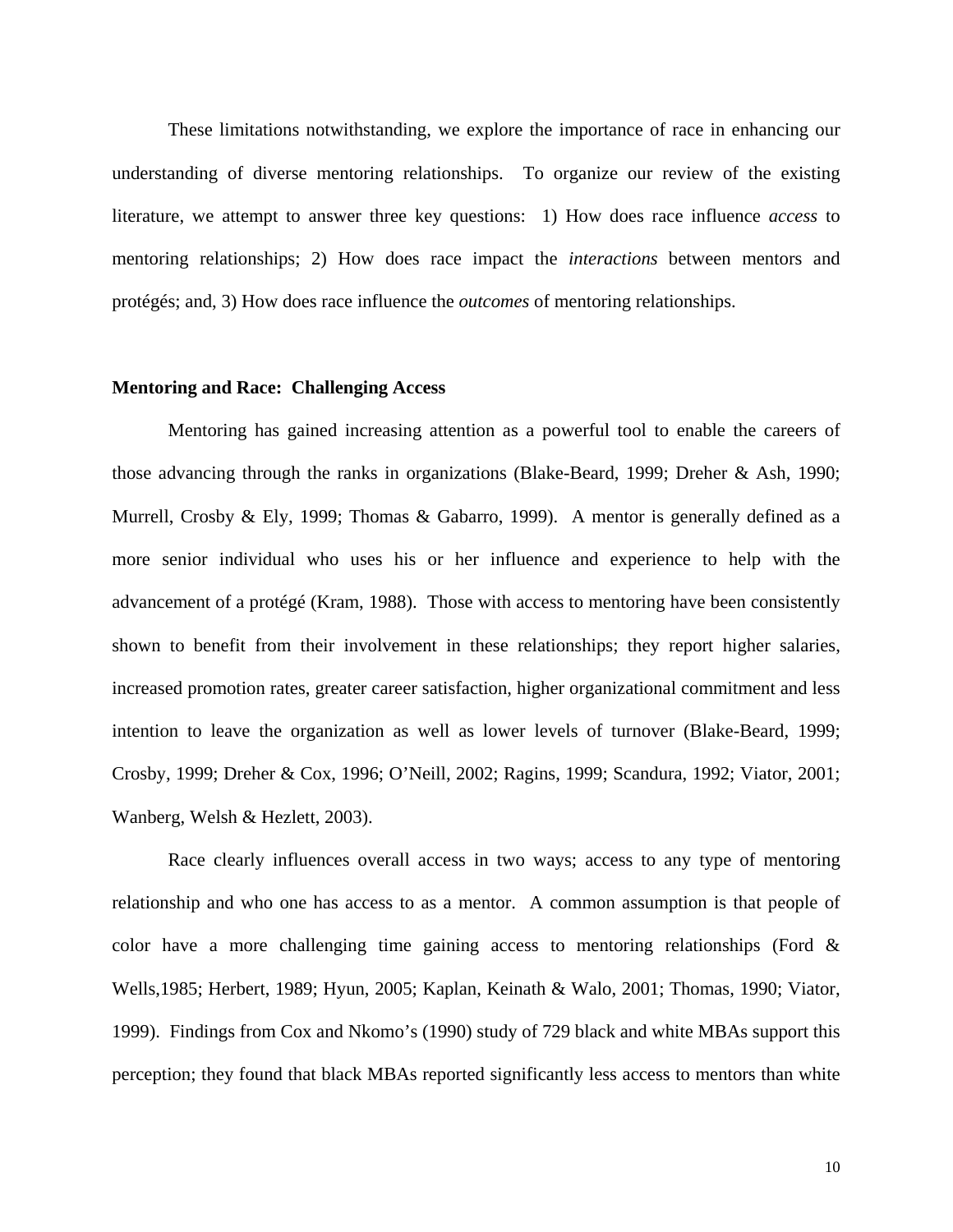These limitations notwithstanding, we explore the importance of race in enhancing our understanding of diverse mentoring relationships. To organize our review of the existing literature, we attempt to answer three key questions: 1) How does race influence *access* to mentoring relationships; 2) How does race impact the *interactions* between mentors and protégés; and, 3) How does race influence the *outcomes* of mentoring relationships.

**Mentoring and Race: Challenging Access**

Mentoring has gained increasing attention as a powerful tool to enable the careers of those advancing through the ranks in organizations (Blake-Beard, 1999; Dreher & Ash, 1990; Murrell, Crosby & Ely, 1999; Thomas & Gabarro, 1999). A mentor is generally defined as a more senior individual who uses his or her influence and experience to help with the advancement of a protégé (Kram, 1988). Those with access to mentoring have been consistently shown to benefit from their involvement in these relationships; they report higher salaries, increased promotion rates, greater career satisfaction, higher organizational commitment and less intention to leave the organization as well as lower levels of turnover (Blake-Beard, 1999; Crosby, 1999; Dreher & Cox, 1996; O'Neill, 2002; Ragins, 1999; Scandura, 1992; Viator, 2001; Wanberg, Welsh & Hezlett, 2003).

Race clearly influences overall access in two ways; access to any type of mentoring relationship and who one has access to as a mentor. A common assumption is that people of color have a more challenging time gaining access to mentoring relationships (Ford & Wells,1985; Herbert, 1989; Hyun, 2005; Kaplan, Keinath & Walo, 2001; Thomas, 1990; Viator, 1999). Findings from Cox and Nkomo's (1990) study of 729 black and white MBAs support this perception; they found that black MBAs reported significantly less access to mentors than white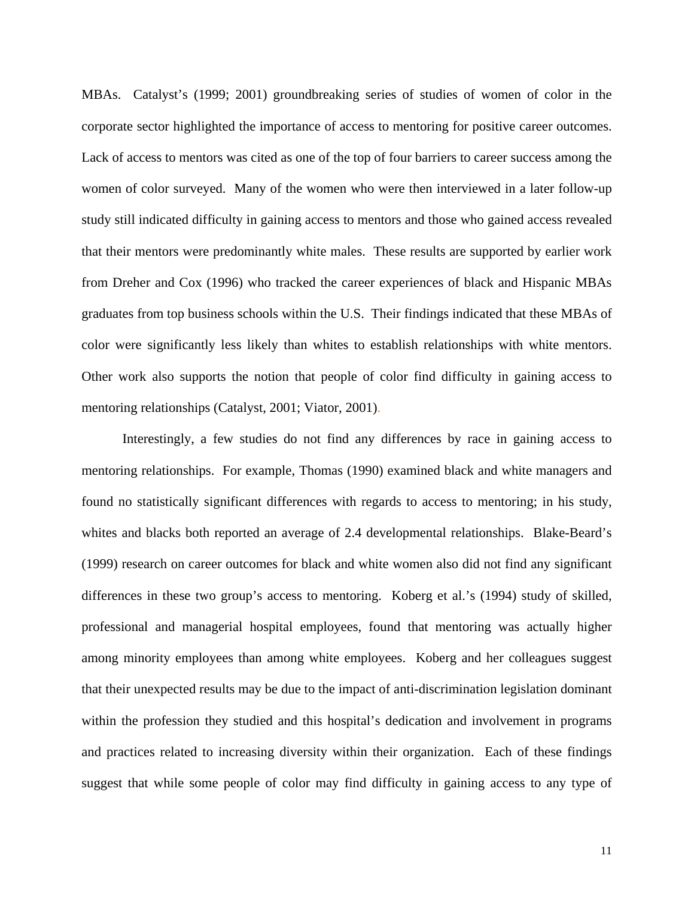MBAs. Catalyst's (1999; 2001) groundbreaking series of studies of women of color in the corporate sector highlighted the importance of access to mentoring for positive career outcomes. Lack of access to mentors was cited as one of the top of four barriers to career success among the women of color surveyed. Many of the women who were then interviewed in a later follow-up study still indicated difficulty in gaining access to mentors and those who gained access revealed that their mentors were predominantly white males. These results are supported by earlier work from Dreher and Cox (1996) who tracked the career experiences of black and Hispanic MBAs graduates from top business schools within the U.S. Their findings indicated that these MBAs of color were significantly less likely than whites to establish relationships with white mentors. Other work also supports the notion that people of color find difficulty in gaining access to mentoring relationships (Catalyst, 2001; Viator, 2001).

Interestingly, a few studies do not find any differences by race in gaining access to mentoring relationships. For example, Thomas (1990) examined black and white managers and found no statistically significant differences with regards to access to mentoring; in his study, whites and blacks both reported an average of 2.4 developmental relationships. Blake-Beard's (1999) research on career outcomes for black and white women also did not find any significant differences in these two group's access to mentoring. Koberg et al.'s (1994) study of skilled, professional and managerial hospital employees, found that mentoring was actually higher among minority employees than among white employees. Koberg and her colleagues suggest that their unexpected results may be due to the impact of anti-discrimination legislation dominant within the profession they studied and this hospital's dedication and involvement in programs and practices related to increasing diversity within their organization. Each of these findings suggest that while some people of color may find difficulty in gaining access to any type of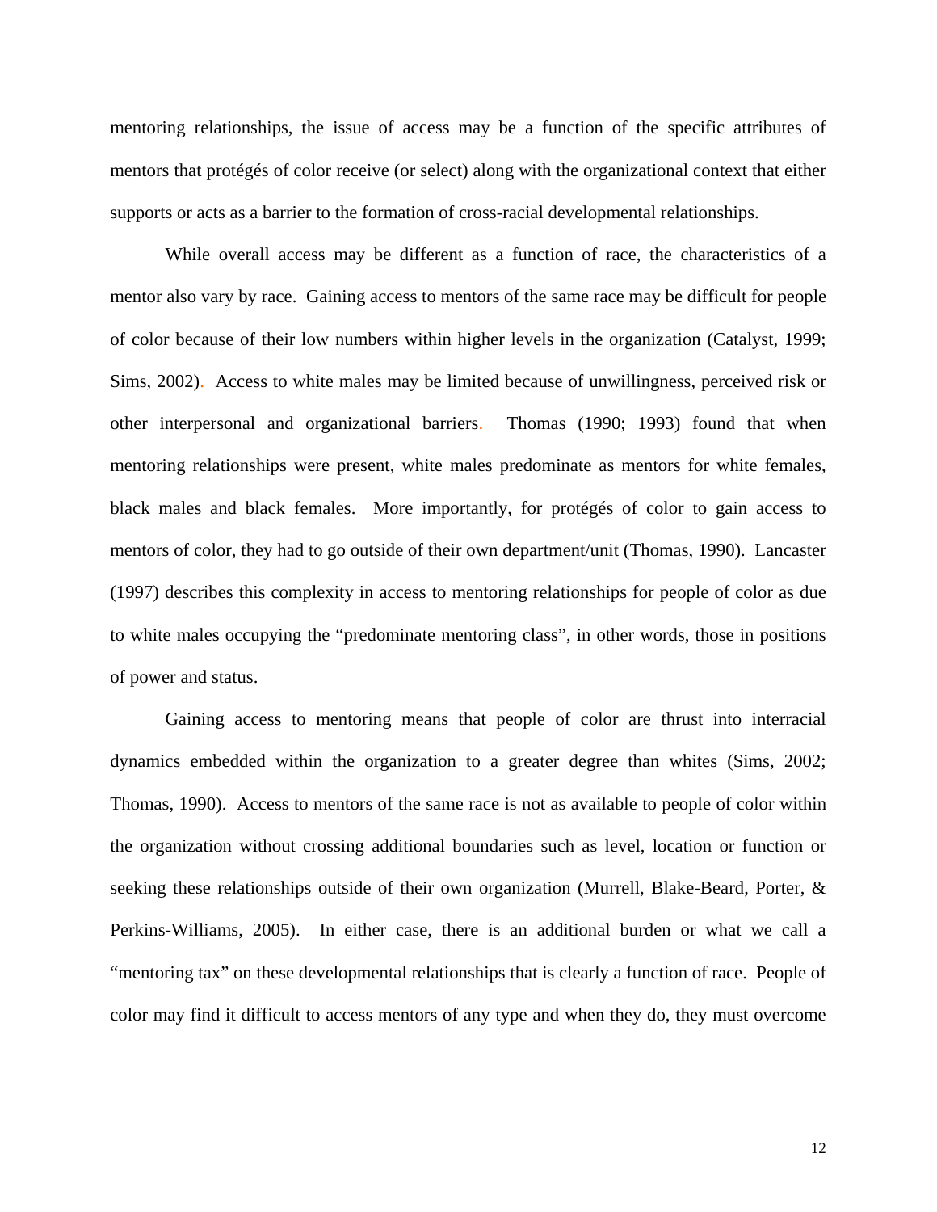mentoring relationships, the issue of access may be a function of the specific attributes of mentors that protégés of color receive (or select) along with the organizational context that either supports or acts as a barrier to the formation of cross-racial developmental relationships.

While overall access may be different as a function of race, the characteristics of a mentor also vary by race. Gaining access to mentors of the same race may be difficult for people of color because of their low numbers within higher levels in the organization (Catalyst, 1999; Sims, 2002). Access to white males may be limited because of unwillingness, perceived risk or other interpersonal and organizational barriers. Thomas (1990; 1993) found that when mentoring relationships were present, white males predominate as mentors for white females, black males and black females. More importantly, for protégés of color to gain access to mentors of color, they had to go outside of their own department/unit (Thomas, 1990). Lancaster (1997) describes this complexity in access to mentoring relationships for people of color as due to white males occupying the "predominate mentoring class", in other words, those in positions of power and status.

Gaining access to mentoring means that people of color are thrust into interracial dynamics embedded within the organization to a greater degree than whites (Sims, 2002; Thomas, 1990). Access to mentors of the same race is not as available to people of color within the organization without crossing additional boundaries such as level, location or function or seeking these relationships outside of their own organization (Murrell, Blake-Beard, Porter, & Perkins-Williams, 2005). In either case, there is an additional burden or what we call a "mentoring tax" on these developmental relationships that is clearly a function of race. People of color may find it difficult to access mentors of any type and when they do, they must overcome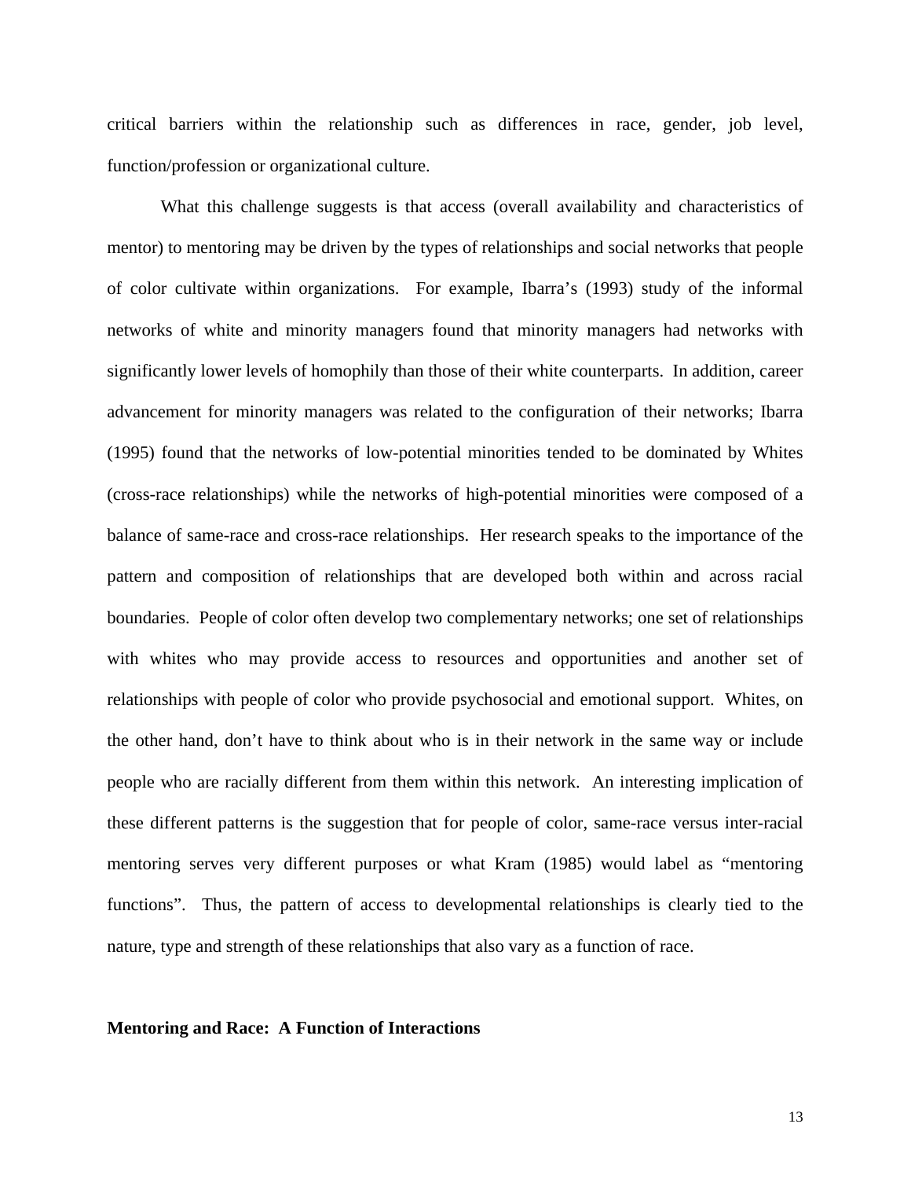critical barriers within the relationship such as differences in race, gender, job level, function/profession or organizational culture.

What this challenge suggests is that access (overall availability and characteristics of mentor) to mentoring may be driven by the types of relationships and social networks that people of color cultivate within organizations. For example, Ibarra's (1993) study of the informal networks of white and minority managers found that minority managers had networks with significantly lower levels of homophily than those of their white counterparts. In addition, career advancement for minority managers was related to the configuration of their networks; Ibarra (1995) found that the networks of low-potential minorities tended to be dominated by Whites (cross-race relationships) while the networks of high-potential minorities were composed of a balance of same-race and cross-race relationships. Her research speaks to the importance of the pattern and composition of relationships that are developed both within and across racial boundaries. People of color often develop two complementary networks; one set of relationships with whites who may provide access to resources and opportunities and another set of relationships with people of color who provide psychosocial and emotional support. Whites, on the other hand, don't have to think about who is in their network in the same way or include people who are racially different from them within this network. An interesting implication of these different patterns is the suggestion that for people of color, same-race versus inter-racial mentoring serves very different purposes or what Kram (1985) would label as "mentoring functions". Thus, the pattern of access to developmental relationships is clearly tied to the nature, type and strength of these relationships that also vary as a function of race.

**Mentoring and Race: A Function of Interactions**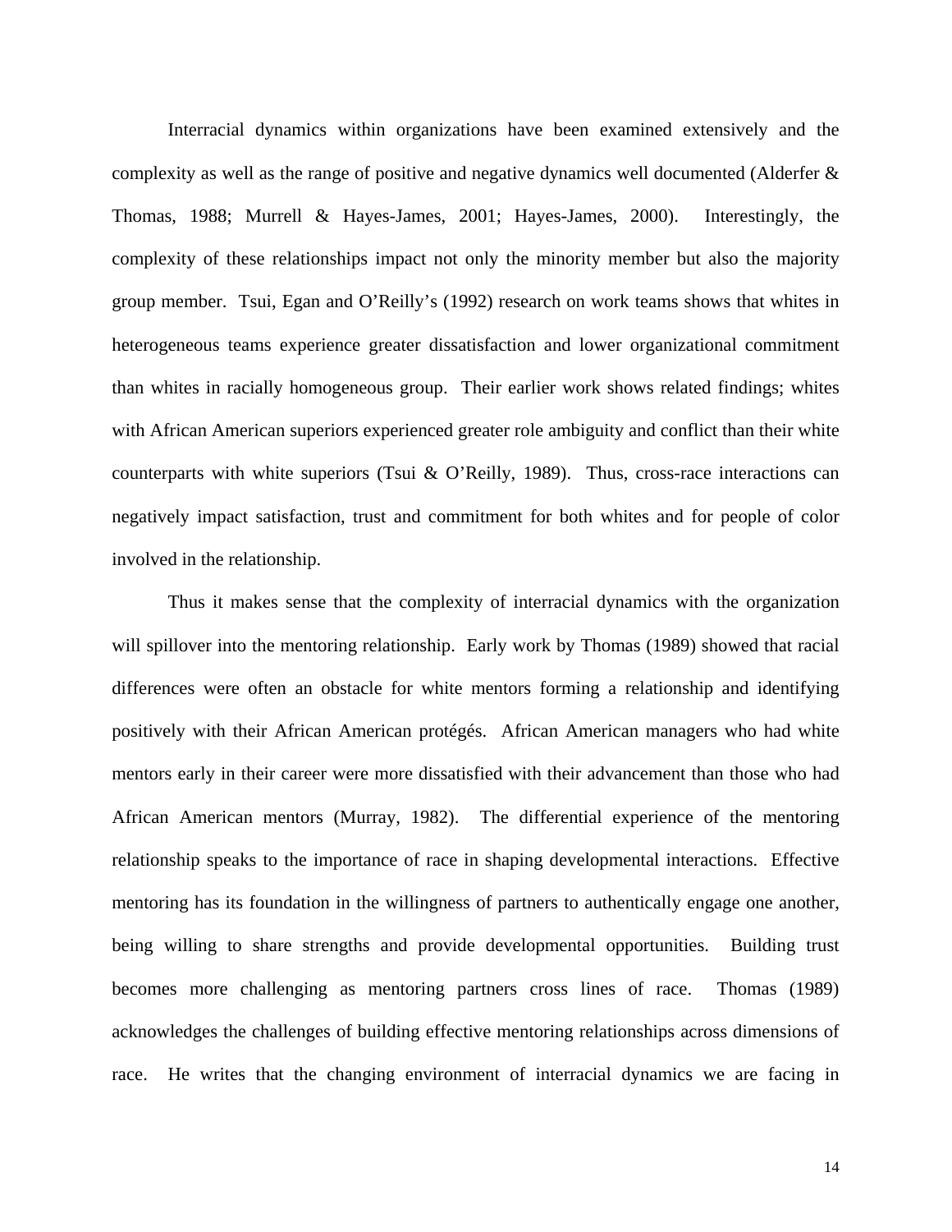Interracial dynamics within organizations have been examined extensively and the complexity as well as the range of positive and negative dynamics well documented (Alderfer & Thomas, 1988; Murrell & Hayes-James, 2001; Hayes-James, 2000). Interestingly, the complexity of these relationships impact not only the minority member but also the majority group member. Tsui, Egan and O'Reilly's (1992) research on work teams shows that whites in heterogeneous teams experience greater dissatisfaction and lower organizational commitment than whites in racially homogeneous group. Their earlier work shows related findings; whites with African American superiors experienced greater role ambiguity and conflict than their white counterparts with white superiors (Tsui & O'Reilly, 1989). Thus, cross-race interactions can negatively impact satisfaction, trust and commitment for both whites and for people of color involved in the relationship.

Thus it makes sense that the complexity of interracial dynamics with the organization will spillover into the mentoring relationship. Early work by Thomas (1989) showed that racial differences were often an obstacle for white mentors forming a relationship and identifying positively with their African American protégés. African American managers who had white mentors early in their career were more dissatisfied with their advancement than those who had African American mentors (Murray, 1982). The differential experience of the mentoring relationship speaks to the importance of race in shaping developmental interactions. Effective mentoring has its foundation in the willingness of partners to authentically engage one another, being willing to share strengths and provide developmental opportunities. Building trust becomes more challenging as mentoring partners cross lines of race. Thomas (1989) acknowledges the challenges of building effective mentoring relationships across dimensions of race. He writes that the changing environment of interracial dynamics we are facing in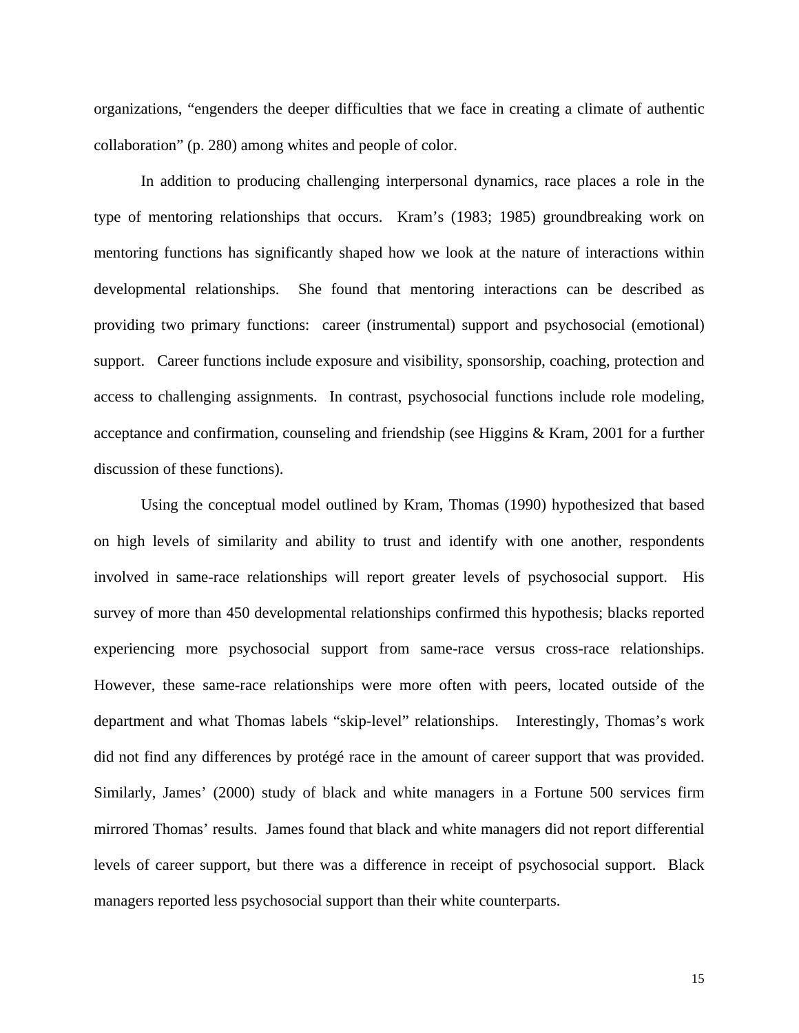organizations, "engenders the deeper difficulties that we face in creating a climate of authentic collaboration" (p. 280) among whites and people of color.

In addition to producing challenging interpersonal dynamics, race places a role in the type of mentoring relationships that occurs. Kram's (1983; 1985) groundbreaking work on mentoring functions has significantly shaped how we look at the nature of interactions within developmental relationships. She found that mentoring interactions can be described as providing two primary functions: career (instrumental) support and psychosocial (emotional) support. Career functions include exposure and visibility, sponsorship, coaching, protection and access to challenging assignments. In contrast, psychosocial functions include role modeling, acceptance and confirmation, counseling and friendship (see Higgins & Kram, 2001 for a further discussion of these functions).

Using the conceptual model outlined by Kram, Thomas (1990) hypothesized that based on high levels of similarity and ability to trust and identify with one another, respondents involved in same-race relationships will report greater levels of psychosocial support. His survey of more than 450 developmental relationships confirmed this hypothesis; blacks reported experiencing more psychosocial support from same-race versus cross-race relationships. However, these same-race relationships were more often with peers, located outside of the department and what Thomas labels "skip-level" relationships. Interestingly, Thomas's work did not find any differences by protégé race in the amount of career support that was provided. Similarly, James' (2000) study of black and white managers in a Fortune 500 services firm mirrored Thomas' results. James found that black and white managers did not report differential levels of career support, but there was a difference in receipt of psychosocial support. Black managers reported less psychosocial support than their white counterparts.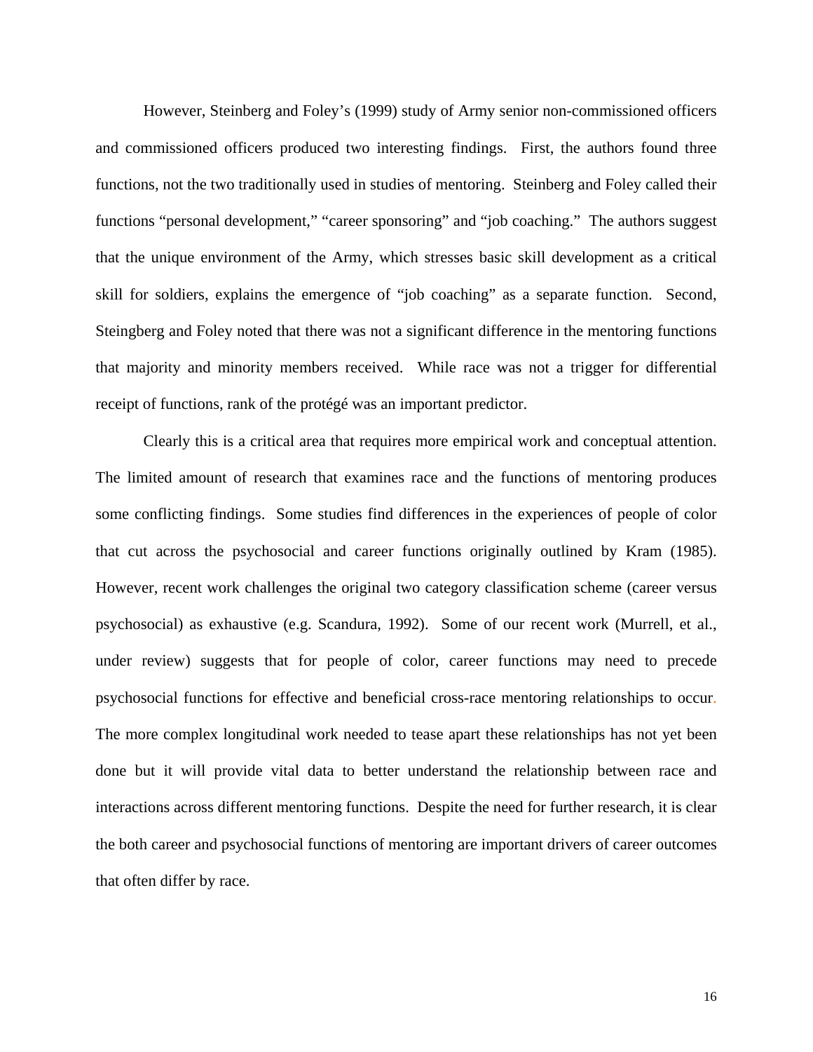However, Steinberg and Foley's (1999) study of Army senior non-commissioned officers and commissioned officers produced two interesting findings. First, the authors found three functions, not the two traditionally used in studies of mentoring. Steinberg and Foley called their functions "personal development," "career sponsoring" and "job coaching." The authors suggest that the unique environment of the Army, which stresses basic skill development as a critical skill for soldiers, explains the emergence of "job coaching" as a separate function. Second, Steingberg and Foley noted that there was not a significant difference in the mentoring functions that majority and minority members received. While race was not a trigger for differential receipt of functions, rank of the protégé was an important predictor.

Clearly this is a critical area that requires more empirical work and conceptual attention. The limited amount of research that examines race and the functions of mentoring produces some conflicting findings. Some studies find differences in the experiences of people of color that cut across the psychosocial and career functions originally outlined by Kram (1985). However, recent work challenges the original two category classification scheme (career versus psychosocial) as exhaustive (e.g. Scandura, 1992). Some of our recent work (Murrell, et al., under review) suggests that for people of color, career functions may need to precede psychosocial functions for effective and beneficial cross-race mentoring relationships to occur. The more complex longitudinal work needed to tease apart these relationships has not yet been done but it will provide vital data to better understand the relationship between race and interactions across different mentoring functions. Despite the need for further research, it is clear the both career and psychosocial functions of mentoring are important drivers of career outcomes that often differ by race.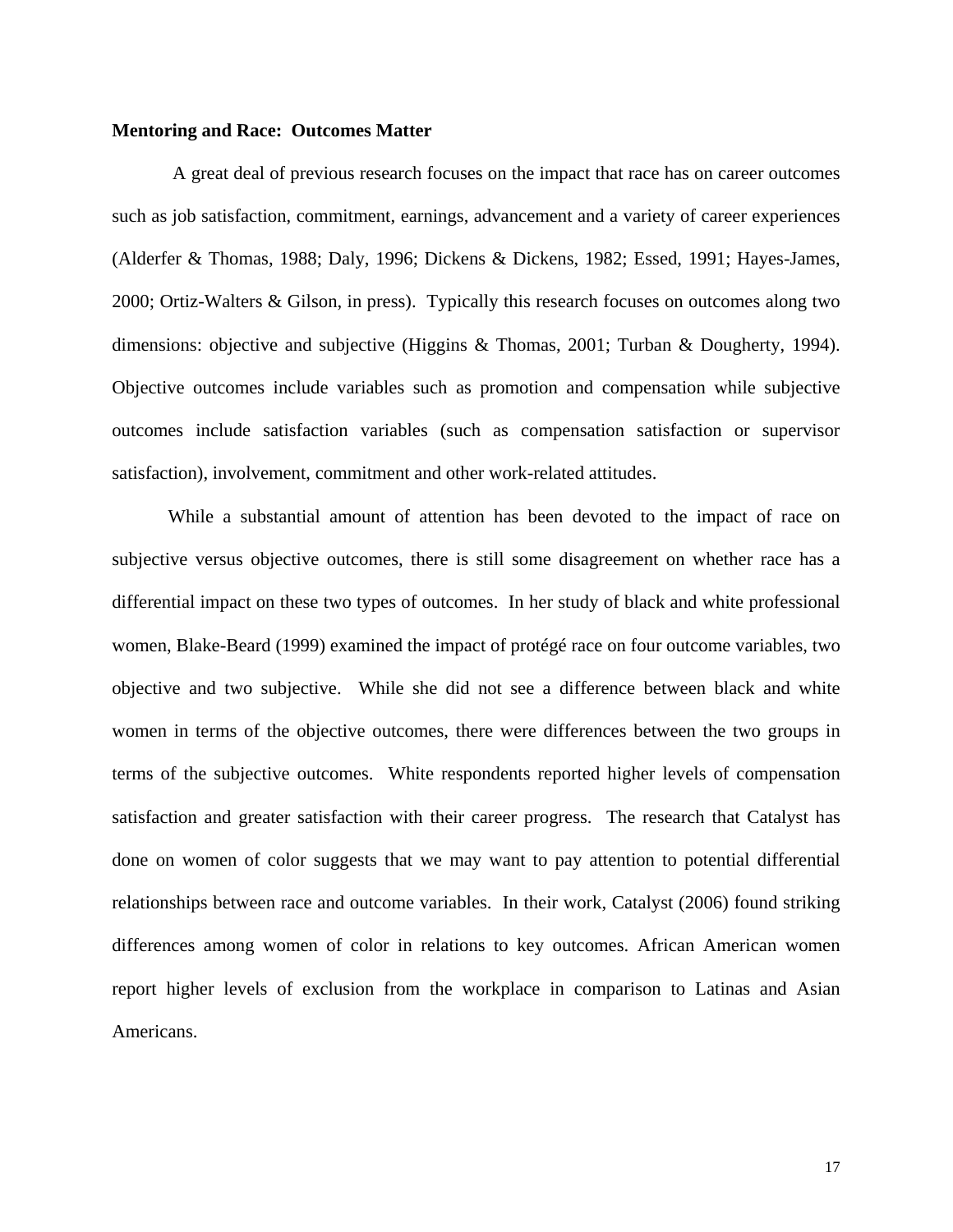**Mentoring and Race: Outcomes Matter**

A great deal of previous research focuses on the impact that race has on career outcomes such as job satisfaction, commitment, earnings, advancement and a variety of career experiences (Alderfer & Thomas, 1988; Daly, 1996; Dickens & Dickens, 1982; Essed, 1991; Hayes-James, 2000; Ortiz-Walters & Gilson, in press). Typically this research focuses on outcomes along two dimensions: objective and subjective (Higgins & Thomas, 2001; Turban & Dougherty, 1994). Objective outcomes include variables such as promotion and compensation while subjective outcomes include satisfaction variables (such as compensation satisfaction or supervisor satisfaction), involvement, commitment and other work-related attitudes.

While a substantial amount of attention has been devoted to the impact of race on subjective versus objective outcomes, there is still some disagreement on whether race has a differential impact on these two types of outcomes. In her study of black and white professional women, Blake-Beard (1999) examined the impact of protégé race on four outcome variables, two objective and two subjective. While she did not see a difference between black and white women in terms of the objective outcomes, there were differences between the two groups in terms of the subjective outcomes. White respondents reported higher levels of compensation satisfaction and greater satisfaction with their career progress. The research that Catalyst has done on women of color suggests that we may want to pay attention to potential differential relationships between race and outcome variables. In their work, Catalyst (2006) found striking differences among women of color in relations to key outcomes. African American women report higher levels of exclusion from the workplace in comparison to Latinas and Asian Americans.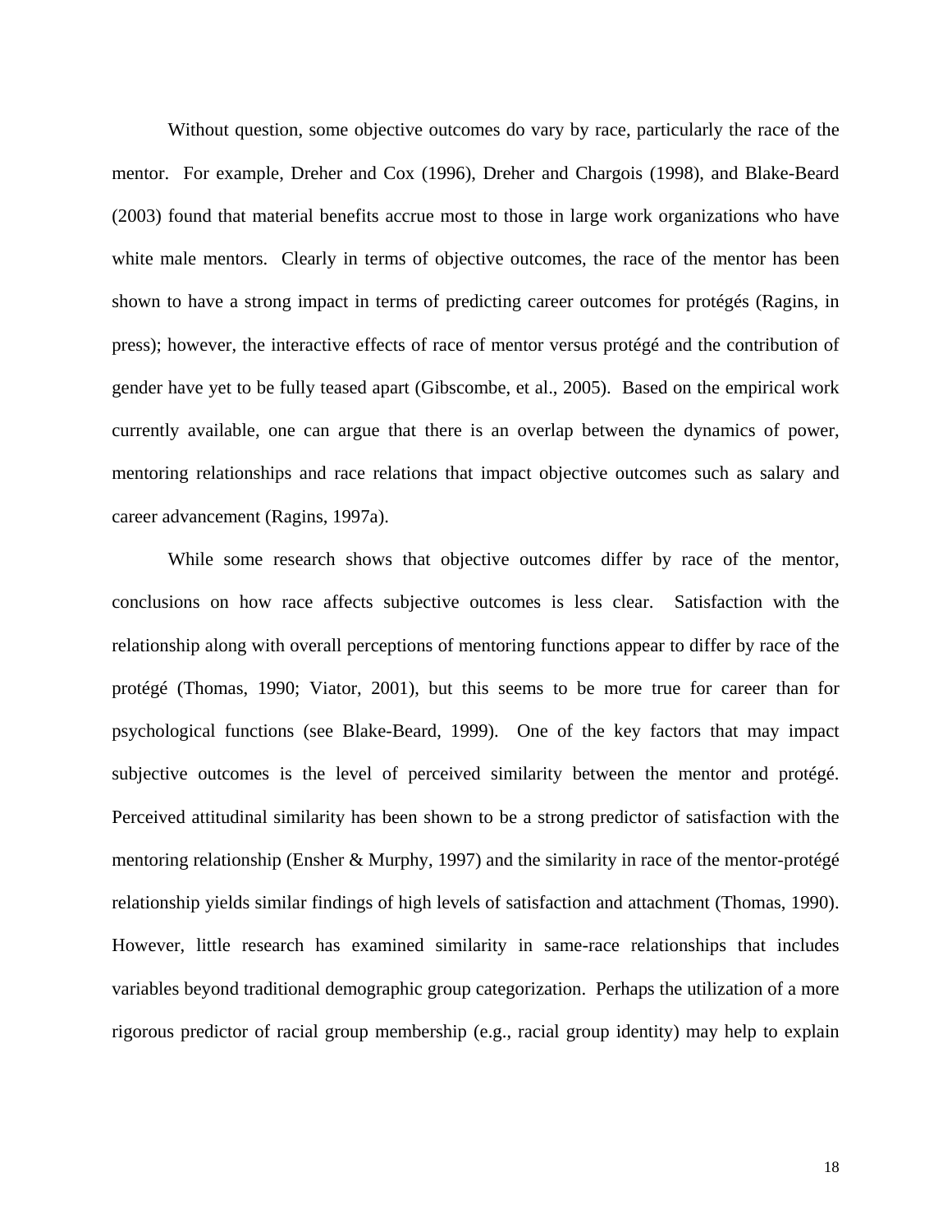Without question, some objective outcomes do vary by race, particularly the race of the mentor. For example, Dreher and Cox (1996), Dreher and Chargois (1998), and Blake-Beard (2003) found that material benefits accrue most to those in large work organizations who have white male mentors. Clearly in terms of objective outcomes, the race of the mentor has been shown to have a strong impact in terms of predicting career outcomes for protégés (Ragins, in press); however, the interactive effects of race of mentor versus protégé and the contribution of gender have yet to be fully teased apart (Gibscombe, et al., 2005). Based on the empirical work currently available, one can argue that there is an overlap between the dynamics of power, mentoring relationships and race relations that impact objective outcomes such as salary and career advancement (Ragins, 1997a).

While some research shows that objective outcomes differ by race of the mentor, conclusions on how race affects subjective outcomes is less clear. Satisfaction with the relationship along with overall perceptions of mentoring functions appear to differ by race of the protégé (Thomas, 1990; Viator, 2001), but this seems to be more true for career than for psychological functions (see Blake-Beard, 1999). One of the key factors that may impact subjective outcomes is the level of perceived similarity between the mentor and protégé. Perceived attitudinal similarity has been shown to be a strong predictor of satisfaction with the mentoring relationship (Ensher & Murphy, 1997) and the similarity in race of the mentor-protégé relationship yields similar findings of high levels of satisfaction and attachment (Thomas, 1990). However, little research has examined similarity in same-race relationships that includes variables beyond traditional demographic group categorization. Perhaps the utilization of a more rigorous predictor of racial group membership (e.g., racial group identity) may help to explain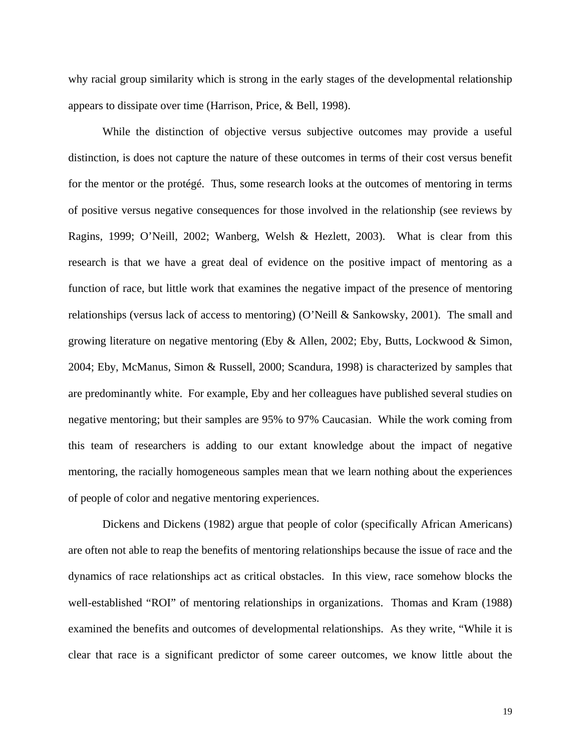why racial group similarity which is strong in the early stages of the developmental relationship appears to dissipate over time (Harrison, Price, & Bell, 1998).

While the distinction of objective versus subjective outcomes may provide a useful distinction, is does not capture the nature of these outcomes in terms of their cost versus benefit for the mentor or the protégé. Thus, some research looks at the outcomes of mentoring in terms of positive versus negative consequences for those involved in the relationship (see reviews by Ragins, 1999; O'Neill, 2002; Wanberg, Welsh & Hezlett, 2003). What is clear from this research is that we have a great deal of evidence on the positive impact of mentoring as a function of race, but little work that examines the negative impact of the presence of mentoring relationships (versus lack of access to mentoring) (O'Neill & Sankowsky, 2001). The small and growing literature on negative mentoring (Eby & Allen, 2002; Eby, Butts, Lockwood & Simon, 2004; Eby, McManus, Simon & Russell, 2000; Scandura, 1998) is characterized by samples that are predominantly white. For example, Eby and her colleagues have published several studies on negative mentoring; but their samples are 95% to 97% Caucasian. While the work coming from this team of researchers is adding to our extant knowledge about the impact of negative mentoring, the racially homogeneous samples mean that we learn nothing about the experiences of people of color and negative mentoring experiences.

Dickens and Dickens (1982) argue that people of color (specifically African Americans) are often not able to reap the benefits of mentoring relationships because the issue of race and the dynamics of race relationships act as critical obstacles. In this view, race somehow blocks the well-established "ROI" of mentoring relationships in organizations. Thomas and Kram (1988) examined the benefits and outcomes of developmental relationships. As they write, "While it is clear that race is a significant predictor of some career outcomes, we know little about the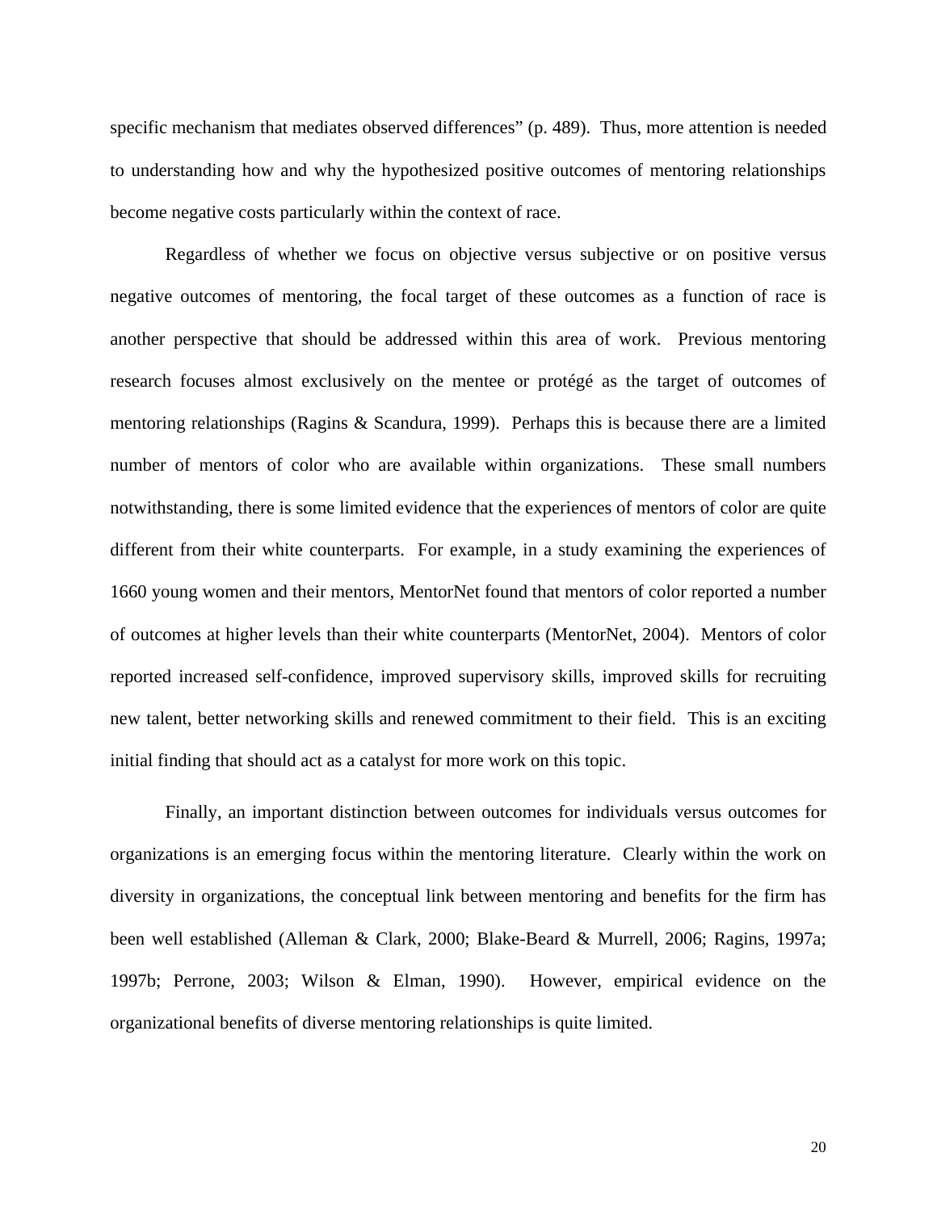specific mechanism that mediates observed differences" (p. 489). Thus, more attention is needed to understanding how and why the hypothesized positive outcomes of mentoring relationships become negative costs particularly within the context of race.

Regardless of whether we focus on objective versus subjective or on positive versus negative outcomes of mentoring, the focal target of these outcomes as a function of race is another perspective that should be addressed within this area of work. Previous mentoring research focuses almost exclusively on the mentee or protégé as the target of outcomes of mentoring relationships (Ragins & Scandura, 1999). Perhaps this is because there are a limited number of mentors of color who are available within organizations. These small numbers notwithstanding, there is some limited evidence that the experiences of mentors of color are quite different from their white counterparts. For example, in a study examining the experiences of 1660 young women and their mentors, MentorNet found that mentors of color reported a number of outcomes at higher levels than their white counterparts (MentorNet, 2004). Mentors of color reported increased self-confidence, improved supervisory skills, improved skills for recruiting new talent, better networking skills and renewed commitment to their field. This is an exciting initial finding that should act as a catalyst for more work on this topic.

Finally, an important distinction between outcomes for individuals versus outcomes for organizations is an emerging focus within the mentoring literature. Clearly within the work on diversity in organizations, the conceptual link between mentoring and benefits for the firm has been well established (Alleman & Clark, 2000; Blake-Beard & Murrell, 2006; Ragins, 1997a; 1997b; Perrone, 2003; Wilson & Elman, 1990). However, empirical evidence on the organizational benefits of diverse mentoring relationships is quite limited.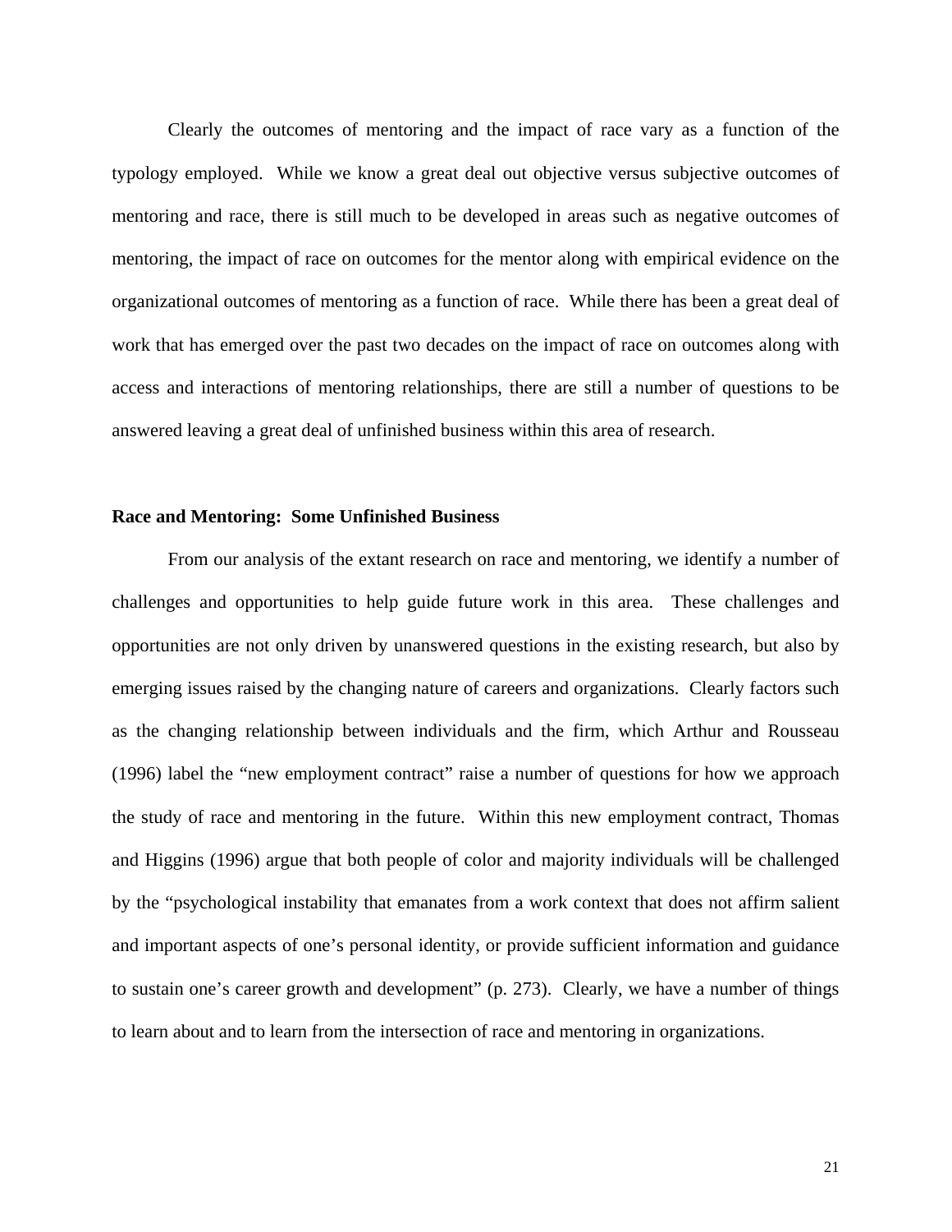Clearly the outcomes of mentoring and the impact of race vary as a function of the typology employed. While we know a great deal out objective versus subjective outcomes of mentoring and race, there is still much to be developed in areas such as negative outcomes of mentoring, the impact of race on outcomes for the mentor along with empirical evidence on the organizational outcomes of mentoring as a function of race. While there has been a great deal of work that has emerged over the past two decades on the impact of race on outcomes along with access and interactions of mentoring relationships, there are still a number of questions to be answered leaving a great deal of unfinished business within this area of research.

**Race and Mentoring: Some Unfinished Business**

From our analysis of the extant research on race and mentoring, we identify a number of challenges and opportunities to help guide future work in this area. These challenges and opportunities are not only driven by unanswered questions in the existing research, but also by emerging issues raised by the changing nature of careers and organizations. Clearly factors such as the changing relationship between individuals and the firm, which Arthur and Rousseau (1996) label the "new employment contract" raise a number of questions for how we approach the study of race and mentoring in the future. Within this new employment contract, Thomas and Higgins (1996) argue that both people of color and majority individuals will be challenged by the "psychological instability that emanates from a work context that does not affirm salient and important aspects of one's personal identity, or provide sufficient information and guidance to sustain one's career growth and development" (p. 273). Clearly, we have a number of things to learn about and to learn from the intersection of race and mentoring in organizations.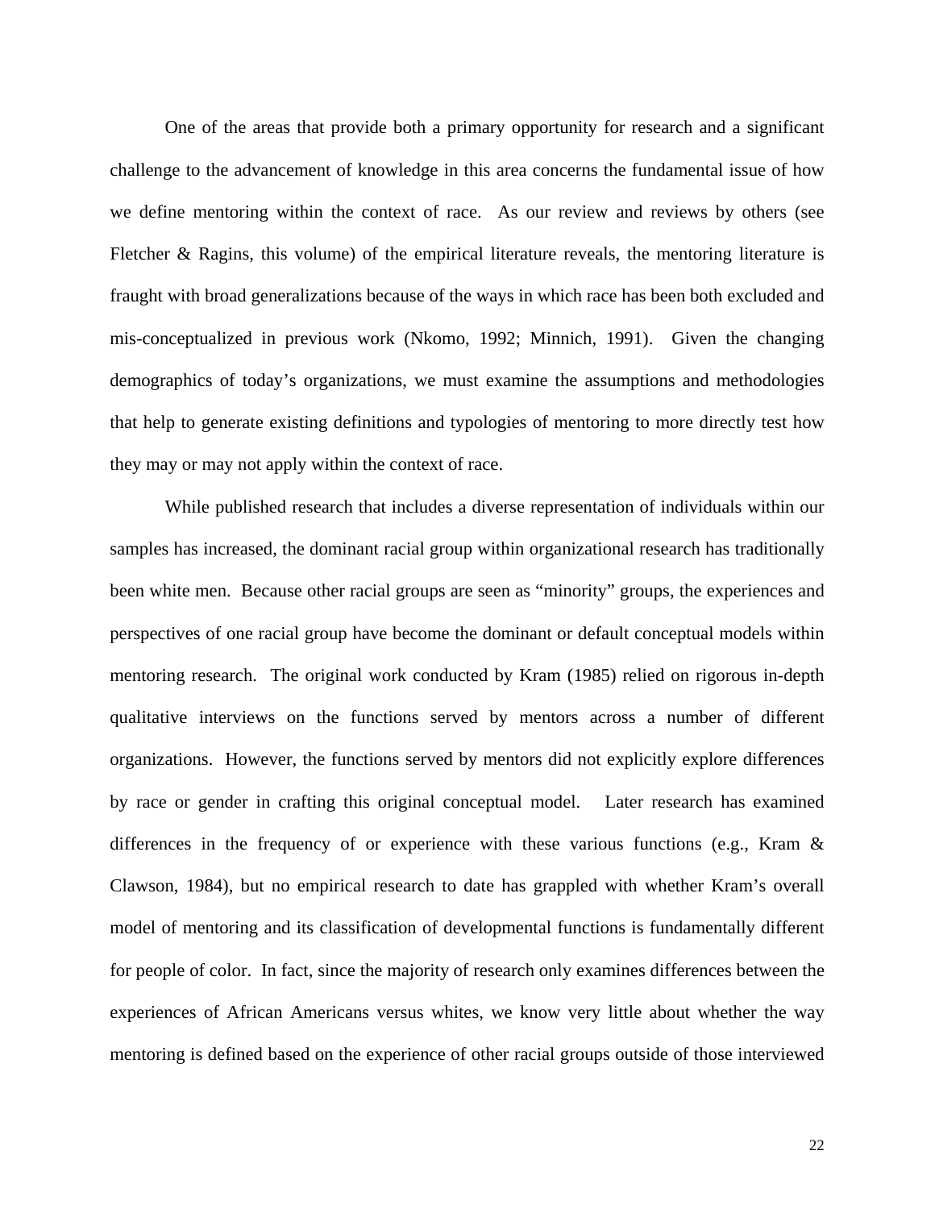One of the areas that provide both a primary opportunity for research and a significant challenge to the advancement of knowledge in this area concerns the fundamental issue of how we define mentoring within the context of race. As our review and reviews by others (see Fletcher & Ragins, this volume) of the empirical literature reveals, the mentoring literature is fraught with broad generalizations because of the ways in which race has been both excluded and mis-conceptualized in previous work (Nkomo, 1992; Minnich, 1991). Given the changing demographics of today's organizations, we must examine the assumptions and methodologies that help to generate existing definitions and typologies of mentoring to more directly test how they may or may not apply within the context of race.

While published research that includes a diverse representation of individuals within our samples has increased, the dominant racial group within organizational research has traditionally been white men. Because other racial groups are seen as "minority" groups, the experiences and perspectives of one racial group have become the dominant or default conceptual models within mentoring research. The original work conducted by Kram (1985) relied on rigorous in-depth qualitative interviews on the functions served by mentors across a number of different organizations. However, the functions served by mentors did not explicitly explore differences by race or gender in crafting this original conceptual model. Later research has examined differences in the frequency of or experience with these various functions (e.g., Kram & Clawson, 1984), but no empirical research to date has grappled with whether Kram's overall model of mentoring and its classification of developmental functions is fundamentally different for people of color. In fact, since the majority of research only examines differences between the experiences of African Americans versus whites, we know very little about whether the way mentoring is defined based on the experience of other racial groups outside of those interviewed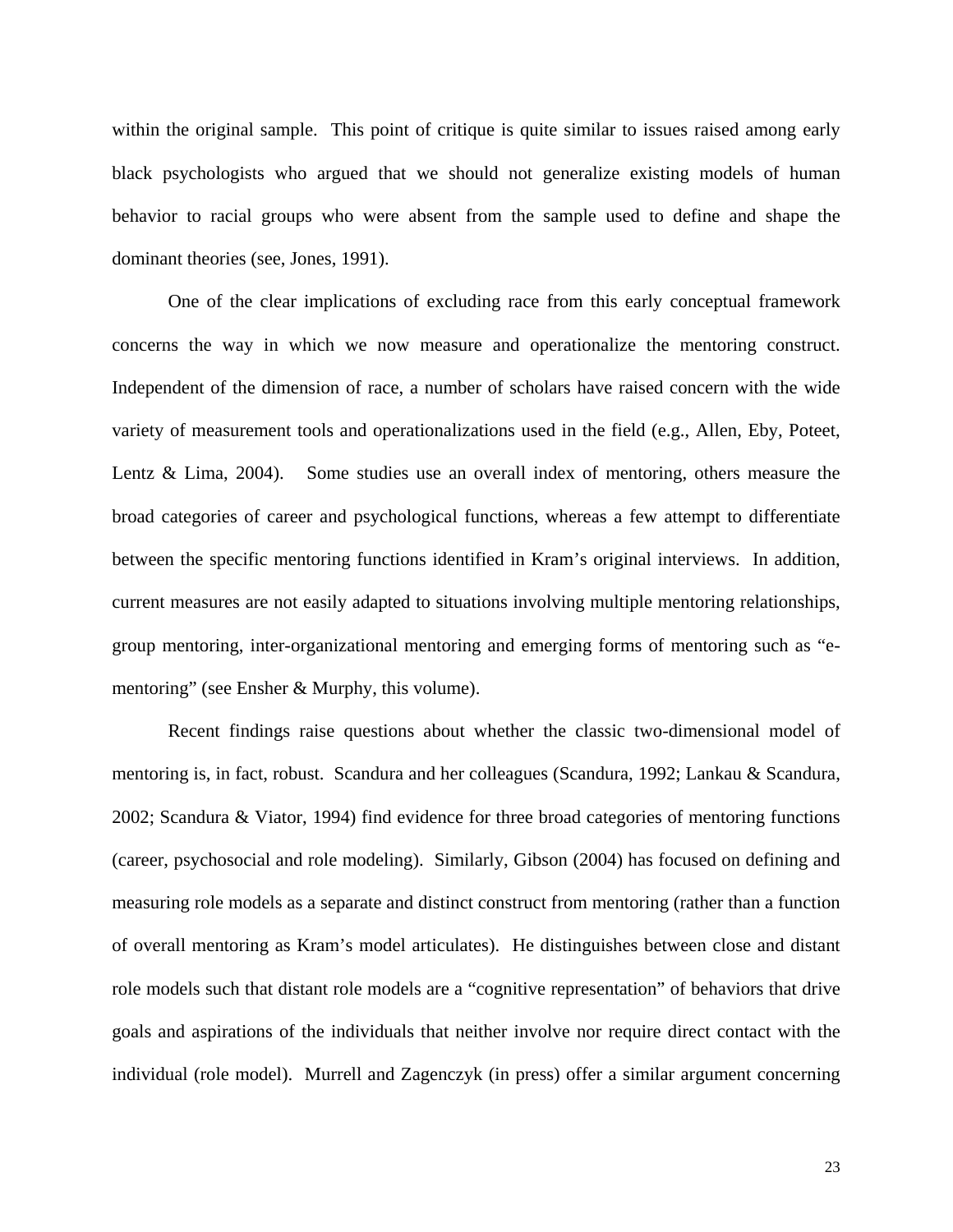within the original sample. This point of critique is quite similar to issues raised among early black psychologists who argued that we should not generalize existing models of human behavior to racial groups who were absent from the sample used to define and shape the dominant theories (see, Jones, 1991).

One of the clear implications of excluding race from this early conceptual framework concerns the way in which we now measure and operationalize the mentoring construct. Independent of the dimension of race, a number of scholars have raised concern with the wide variety of measurement tools and operationalizations used in the field (e.g., Allen, Eby, Poteet, Lentz & Lima, 2004). Some studies use an overall index of mentoring, others measure the broad categories of career and psychological functions, whereas a few attempt to differentiate between the specific mentoring functions identified in Kram's original interviews. In addition, current measures are not easily adapted to situations involving multiple mentoring relationships, group mentoring, inter-organizational mentoring and emerging forms of mentoring such as "e-mentoring" (see Ensher & Murphy, this volume).

Recent findings raise questions about whether the classic two-dimensional model of mentoring is, in fact, robust. Scandura and her colleagues (Scandura, 1992; Lankau & Scandura, 2002; Scandura & Viator, 1994) find evidence for three broad categories of mentoring functions (career, psychosocial and role modeling). Similarly, Gibson (2004) has focused on defining and measuring role models as a separate and distinct construct from mentoring (rather than a function of overall mentoring as Kram's model articulates). He distinguishes between close and distant role models such that distant role models are a "cognitive representation" of behaviors that drive goals and aspirations of the individuals that neither involve nor require direct contact with the individual (role model). Murrell and Zagenczyk (in press) offer a similar argument concerning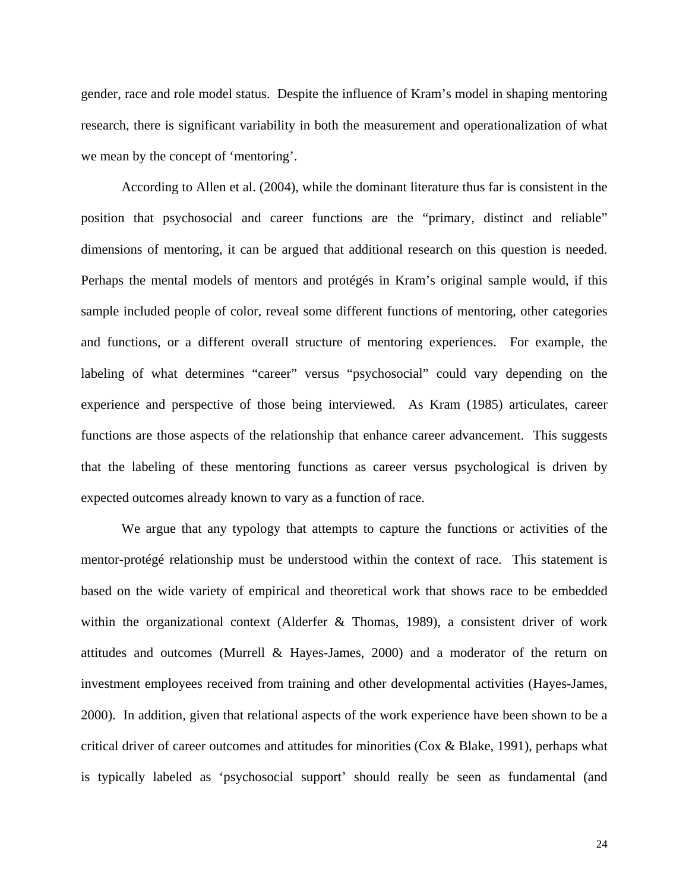gender, race and role model status. Despite the influence of Kram's model in shaping mentoring research, there is significant variability in both the measurement and operationalization of what we mean by the concept of 'mentoring'.

According to Allen et al. (2004), while the dominant literature thus far is consistent in the position that psychosocial and career functions are the "primary, distinct and reliable" dimensions of mentoring, it can be argued that additional research on this question is needed. Perhaps the mental models of mentors and protégés in Kram's original sample would, if this sample included people of color, reveal some different functions of mentoring, other categories and functions, or a different overall structure of mentoring experiences. For example, the labeling of what determines "career" versus "psychosocial" could vary depending on the experience and perspective of those being interviewed. As Kram (1985) articulates, career functions are those aspects of the relationship that enhance career advancement. This suggests that the labeling of these mentoring functions as career versus psychological is driven by expected outcomes already known to vary as a function of race.

We argue that any typology that attempts to capture the functions or activities of the mentor-protégé relationship must be understood within the context of race. This statement is based on the wide variety of empirical and theoretical work that shows race to be embedded within the organizational context (Alderfer & Thomas, 1989), a consistent driver of work attitudes and outcomes (Murrell & Hayes-James, 2000) and a moderator of the return on investment employees received from training and other developmental activities (Hayes-James, 2000). In addition, given that relational aspects of the work experience have been shown to be a critical driver of career outcomes and attitudes for minorities (Cox & Blake, 1991), perhaps what is typically labeled as 'psychosocial support' should really be seen as fundamental (and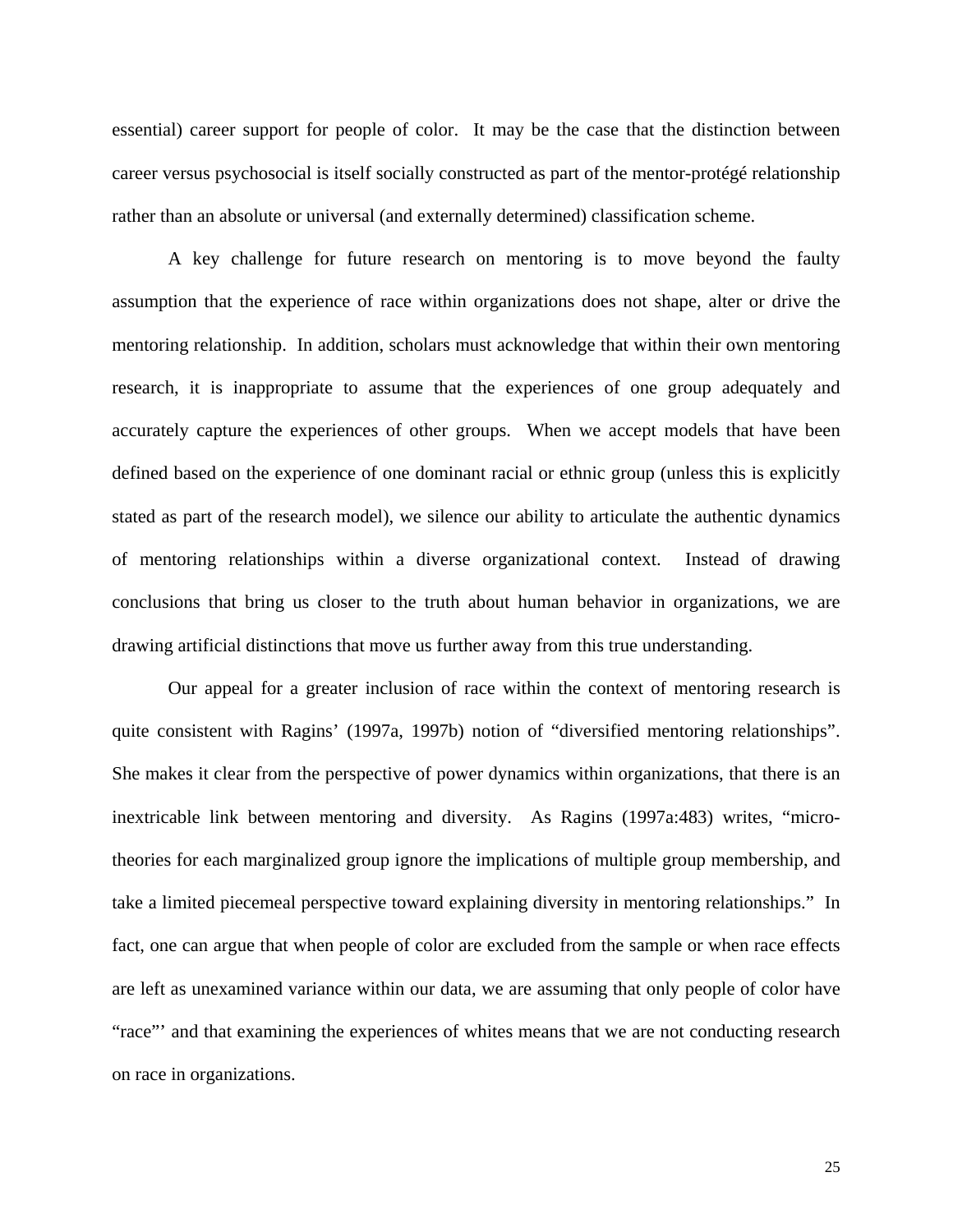essential) career support for people of color. It may be the case that the distinction between career versus psychosocial is itself socially constructed as part of the mentor-protégé relationship rather than an absolute or universal (and externally determined) classification scheme.

A key challenge for future research on mentoring is to move beyond the faulty assumption that the experience of race within organizations does not shape, alter or drive the mentoring relationship. In addition, scholars must acknowledge that within their own mentoring research, it is inappropriate to assume that the experiences of one group adequately and accurately capture the experiences of other groups. When we accept models that have been defined based on the experience of one dominant racial or ethnic group (unless this is explicitly stated as part of the research model), we silence our ability to articulate the authentic dynamics of mentoring relationships within a diverse organizational context. Instead of drawing conclusions that bring us closer to the truth about human behavior in organizations, we are drawing artificial distinctions that move us further away from this true understanding.

Our appeal for a greater inclusion of race within the context of mentoring research is quite consistent with Ragins' (1997a, 1997b) notion of "diversified mentoring relationships". She makes it clear from the perspective of power dynamics within organizations, that there is an inextricable link between mentoring and diversity. As Ragins (1997a:483) writes, "micro-theories for each marginalized group ignore the implications of multiple group membership, and take a limited piecemeal perspective toward explaining diversity in mentoring relationships." In fact, one can argue that when people of color are excluded from the sample or when race effects are left as unexamined variance within our data, we are assuming that only people of color have "race"' and that examining the experiences of whites means that we are not conducting research on race in organizations.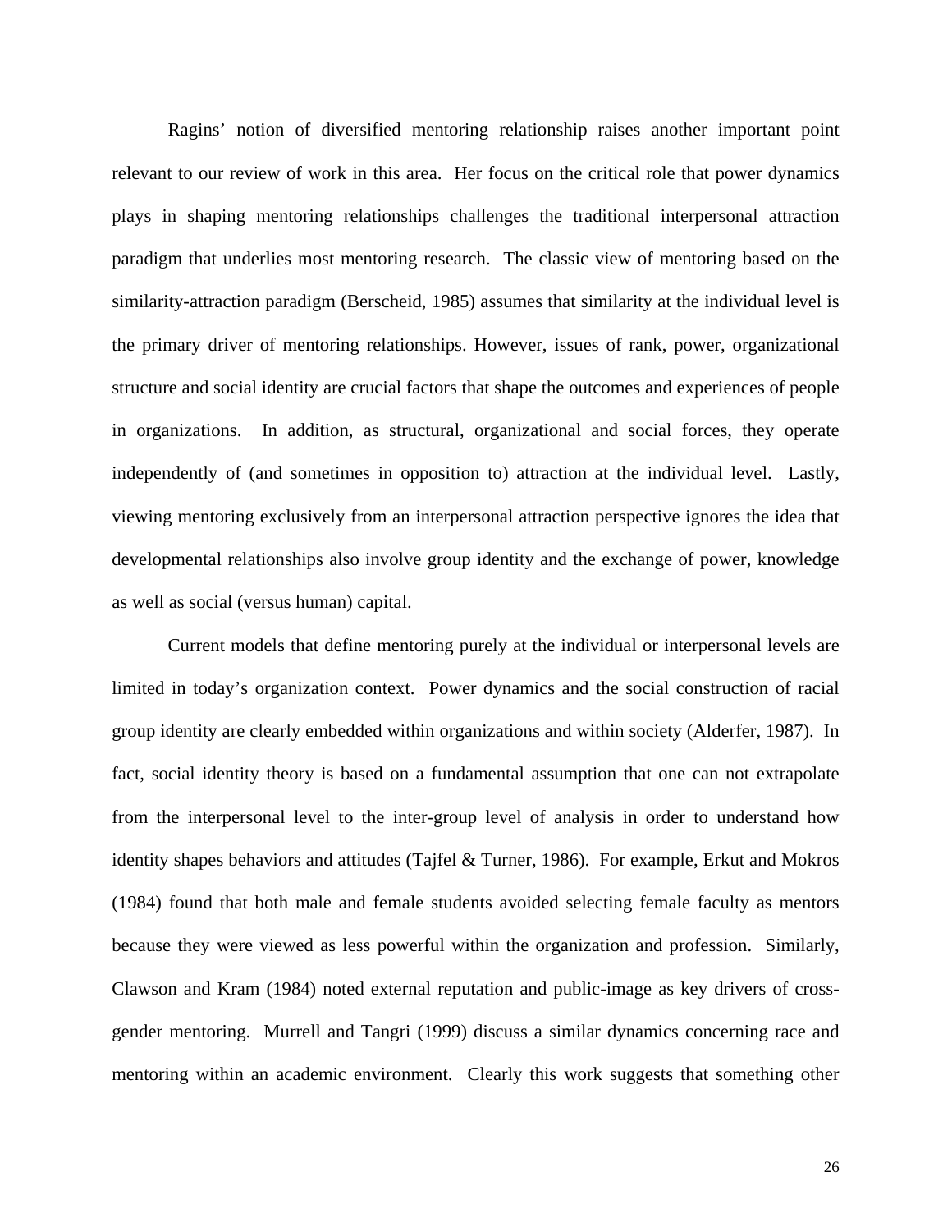Ragins' notion of diversified mentoring relationship raises another important point relevant to our review of work in this area. Her focus on the critical role that power dynamics plays in shaping mentoring relationships challenges the traditional interpersonal attraction paradigm that underlies most mentoring research. The classic view of mentoring based on the similarity-attraction paradigm (Berscheid, 1985) assumes that similarity at the individual level is the primary driver of mentoring relationships. However, issues of rank, power, organizational structure and social identity are crucial factors that shape the outcomes and experiences of people in organizations. In addition, as structural, organizational and social forces, they operate independently of (and sometimes in opposition to) attraction at the individual level. Lastly, viewing mentoring exclusively from an interpersonal attraction perspective ignores the idea that developmental relationships also involve group identity and the exchange of power, knowledge as well as social (versus human) capital.

Current models that define mentoring purely at the individual or interpersonal levels are limited in today's organization context. Power dynamics and the social construction of racial group identity are clearly embedded within organizations and within society (Alderfer, 1987). In fact, social identity theory is based on a fundamental assumption that one can not extrapolate from the interpersonal level to the inter-group level of analysis in order to understand how identity shapes behaviors and attitudes (Tajfel & Turner, 1986). For example, Erkut and Mokros (1984) found that both male and female students avoided selecting female faculty as mentors because they were viewed as less powerful within the organization and profession. Similarly, Clawson and Kram (1984) noted external reputation and public-image as key drivers of cross-gender mentoring. Murrell and Tangri (1999) discuss a similar dynamics concerning race and mentoring within an academic environment. Clearly this work suggests that something other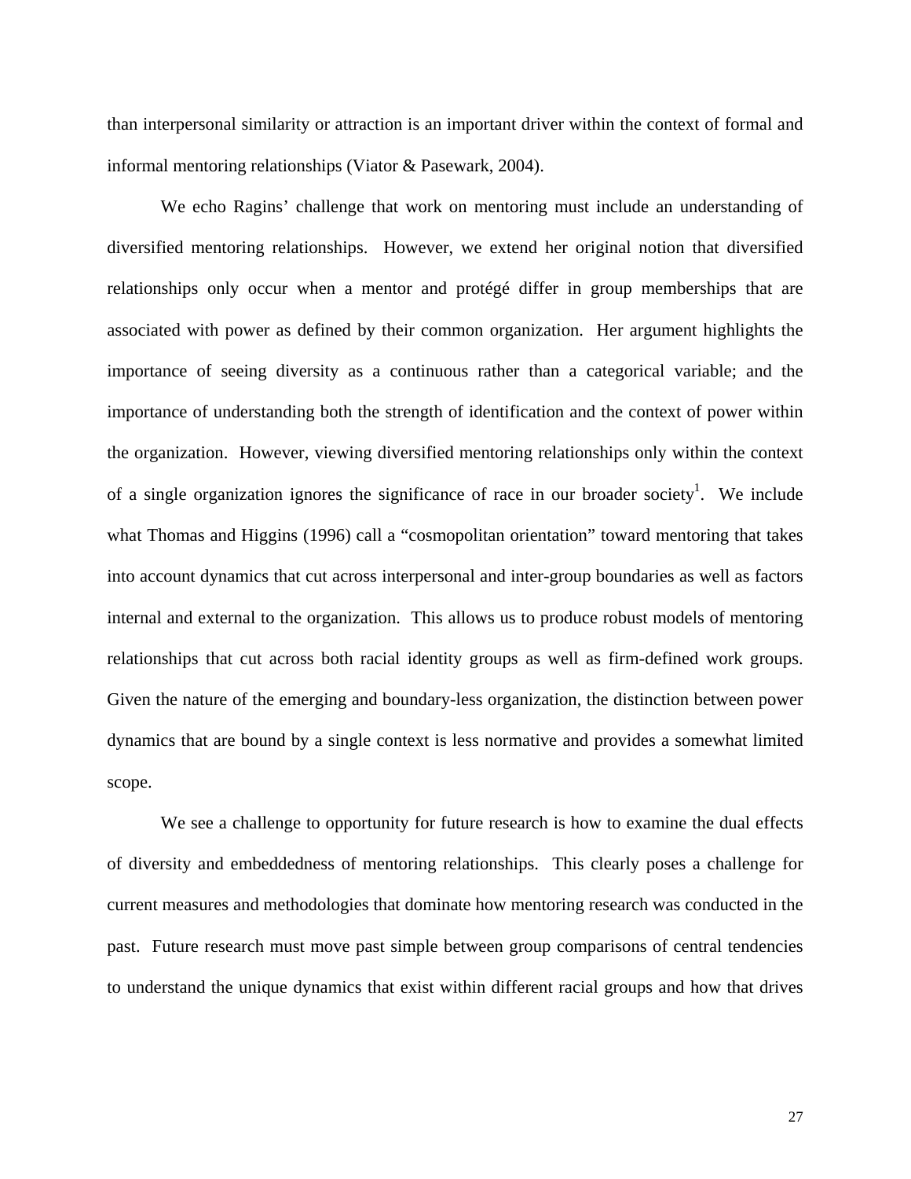than interpersonal similarity or attraction is an important driver within the context of formal and informal mentoring relationships (Viator & Pasewark, 2004).

We echo Ragins' challenge that work on mentoring must include an understanding of diversified mentoring relationships. However, we extend her original notion that diversified relationships only occur when a mentor and protégé differ in group memberships that are associated with power as defined by their common organization. Her argument highlights the importance of seeing diversity as a continuous rather than a categorical variable; and the importance of understanding both the strength of identification and the context of power within the organization. However, viewing diversified mentoring relationships only within the context of a single organization ignores the significance of race in our broader society[1]. We include what Thomas and Higgins (1996) call a "cosmopolitan orientation" toward mentoring that takes into account dynamics that cut across interpersonal and inter-group boundaries as well as factors internal and external to the organization. This allows us to produce robust models of mentoring relationships that cut across both racial identity groups as well as firm-defined work groups. Given the nature of the emerging and boundary-less organization, the distinction between power dynamics that are bound by a single context is less normative and provides a somewhat limited scope.

We see a challenge to opportunity for future research is how to examine the dual effects of diversity and embeddedness of mentoring relationships. This clearly poses a challenge for current measures and methodologies that dominate how mentoring research was conducted in the past. Future research must move past simple between group comparisons of central tendencies to understand the unique dynamics that exist within different racial groups and how that drives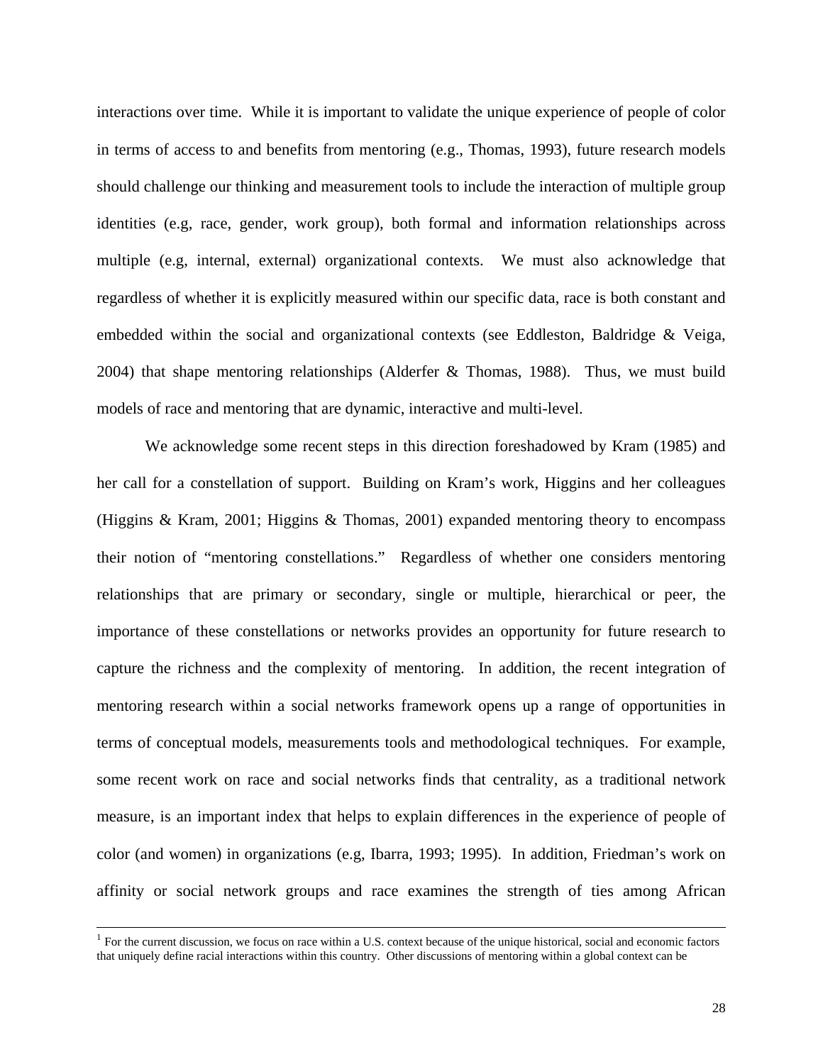interactions over time. While it is important to validate the unique experience of people of color in terms of access to and benefits from mentoring (e.g., Thomas, 1993), future research models should challenge our thinking and measurement tools to include the interaction of multiple group identities (e.g, race, gender, work group), both formal and information relationships across multiple (e.g, internal, external) organizational contexts. We must also acknowledge that regardless of whether it is explicitly measured within our specific data, race is both constant and embedded within the social and organizational contexts (see Eddleston, Baldridge & Veiga, 2004) that shape mentoring relationships (Alderfer & Thomas, 1988). Thus, we must build models of race and mentoring that are dynamic, interactive and multi-level.

We acknowledge some recent steps in this direction foreshadowed by Kram (1985) and her call for a constellation of support. Building on Kram's work, Higgins and her colleagues (Higgins & Kram, 2001; Higgins & Thomas, 2001) expanded mentoring theory to encompass their notion of "mentoring constellations." Regardless of whether one considers mentoring relationships that are primary or secondary, single or multiple, hierarchical or peer, the importance of these constellations or networks provides an opportunity for future research to capture the richness and the complexity of mentoring. In addition, the recent integration of mentoring research within a social networks framework opens up a range of opportunities in terms of conceptual models, measurements tools and methodological techniques. For example, some recent work on race and social networks finds that centrality, as a traditional network measure, is an important index that helps to explain differences in the experience of people of color (and women) in organizations (e.g, Ibarra, 1993; 1995). In addition, Friedman's work on affinity or social network groups and race examines the strength of ties among African

---

[1] For the current discussion, we focus on race within a U.S. context because of the unique historical, social and economic factors that uniquely define racial interactions within this country. Other discussions of mentoring within a global context can be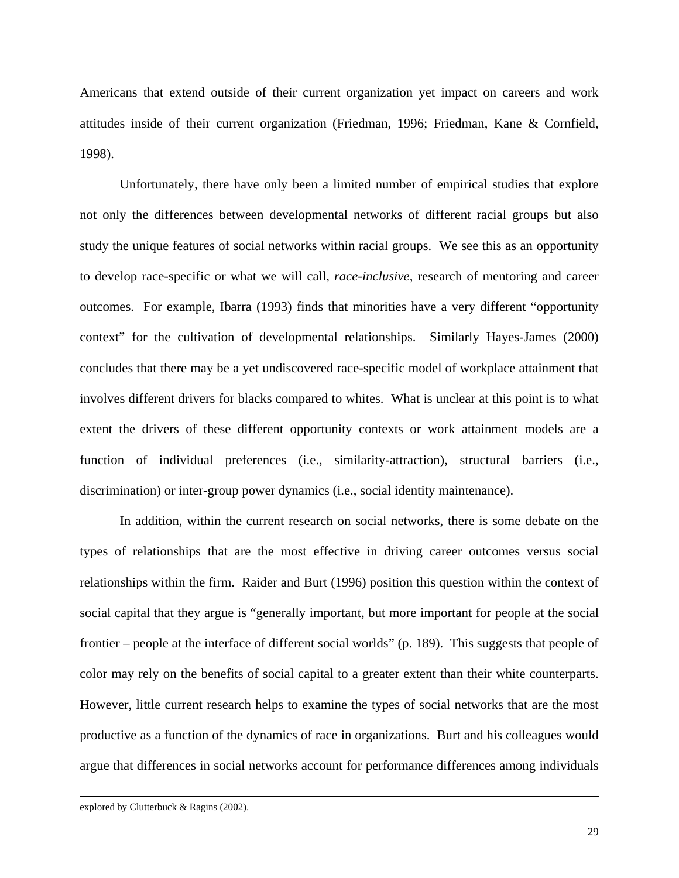Americans that extend outside of their current organization yet impact on careers and work attitudes inside of their current organization (Friedman, 1996; Friedman, Kane & Cornfield, 1998).

Unfortunately, there have only been a limited number of empirical studies that explore not only the differences between developmental networks of different racial groups but also study the unique features of social networks within racial groups. We see this as an opportunity to develop race-specific or what we will call, *race-inclusive*, research of mentoring and career outcomes. For example, Ibarra (1993) finds that minorities have a very different "opportunity context" for the cultivation of developmental relationships. Similarly Hayes-James (2000) concludes that there may be a yet undiscovered race-specific model of workplace attainment that involves different drivers for blacks compared to whites. What is unclear at this point is to what extent the drivers of these different opportunity contexts or work attainment models are a function of individual preferences (i.e., similarity-attraction), structural barriers (i.e., discrimination) or inter-group power dynamics (i.e., social identity maintenance).

In addition, within the current research on social networks, there is some debate on the types of relationships that are the most effective in driving career outcomes versus social relationships within the firm. Raider and Burt (1996) position this question within the context of social capital that they argue is "generally important, but more important for people at the social frontier – people at the interface of different social worlds" (p. 189). This suggests that people of color may rely on the benefits of social capital to a greater extent than their white counterparts. However, little current research helps to examine the types of social networks that are the most productive as a function of the dynamics of race in organizations. Burt and his colleagues would argue that differences in social networks account for performance differences among individuals

---

explored by Clutterbuck & Ragins (2002).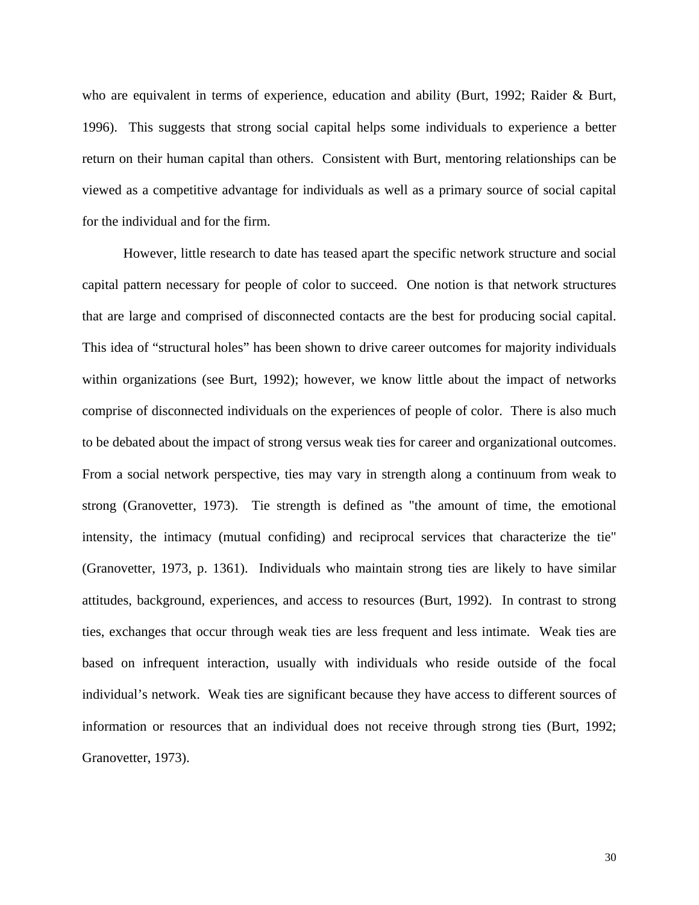who are equivalent in terms of experience, education and ability (Burt, 1992; Raider & Burt, 1996). This suggests that strong social capital helps some individuals to experience a better return on their human capital than others. Consistent with Burt, mentoring relationships can be viewed as a competitive advantage for individuals as well as a primary source of social capital for the individual and for the firm.

However, little research to date has teased apart the specific network structure and social capital pattern necessary for people of color to succeed. One notion is that network structures that are large and comprised of disconnected contacts are the best for producing social capital. This idea of "structural holes" has been shown to drive career outcomes for majority individuals within organizations (see Burt, 1992); however, we know little about the impact of networks comprise of disconnected individuals on the experiences of people of color. There is also much to be debated about the impact of strong versus weak ties for career and organizational outcomes. From a social network perspective, ties may vary in strength along a continuum from weak to strong (Granovetter, 1973). Tie strength is defined as "the amount of time, the emotional intensity, the intimacy (mutual confiding) and reciprocal services that characterize the tie" (Granovetter, 1973, p. 1361). Individuals who maintain strong ties are likely to have similar attitudes, background, experiences, and access to resources (Burt, 1992). In contrast to strong ties, exchanges that occur through weak ties are less frequent and less intimate. Weak ties are based on infrequent interaction, usually with individuals who reside outside of the focal individual's network. Weak ties are significant because they have access to different sources of information or resources that an individual does not receive through strong ties (Burt, 1992; Granovetter, 1973).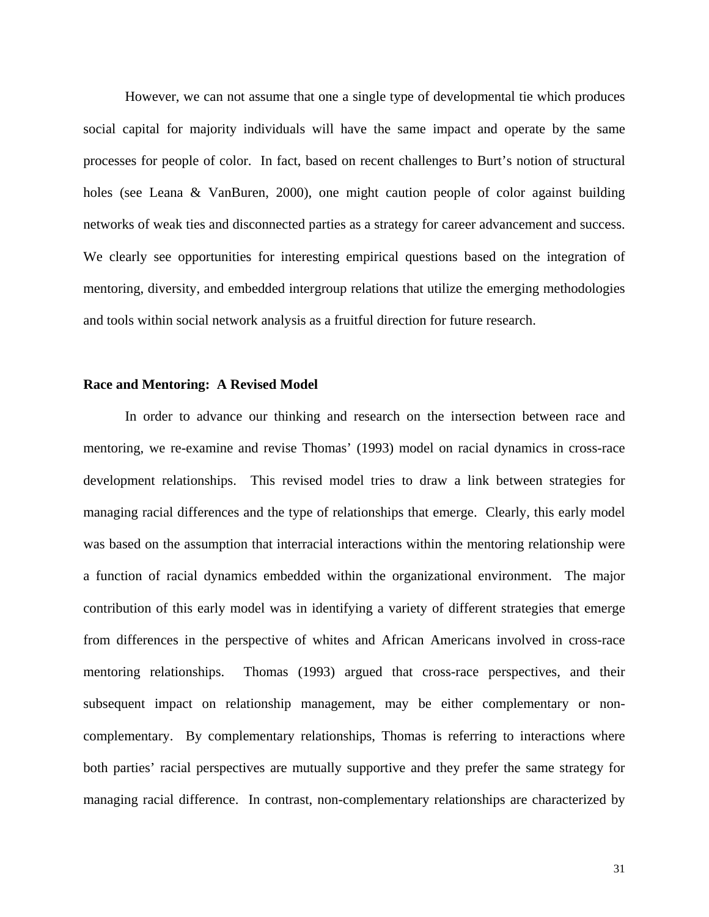However, we can not assume that one a single type of developmental tie which produces social capital for majority individuals will have the same impact and operate by the same processes for people of color. In fact, based on recent challenges to Burt's notion of structural holes (see Leana & VanBuren, 2000), one might caution people of color against building networks of weak ties and disconnected parties as a strategy for career advancement and success. We clearly see opportunities for interesting empirical questions based on the integration of mentoring, diversity, and embedded intergroup relations that utilize the emerging methodologies and tools within social network analysis as a fruitful direction for future research.

**Race and Mentoring: A Revised Model**

In order to advance our thinking and research on the intersection between race and mentoring, we re-examine and revise Thomas' (1993) model on racial dynamics in cross-race development relationships. This revised model tries to draw a link between strategies for managing racial differences and the type of relationships that emerge. Clearly, this early model was based on the assumption that interracial interactions within the mentoring relationship were a function of racial dynamics embedded within the organizational environment. The major contribution of this early model was in identifying a variety of different strategies that emerge from differences in the perspective of whites and African Americans involved in cross-race mentoring relationships. Thomas (1993) argued that cross-race perspectives, and their subsequent impact on relationship management, may be either complementary or non-complementary. By complementary relationships, Thomas is referring to interactions where both parties' racial perspectives are mutually supportive and they prefer the same strategy for managing racial difference. In contrast, non-complementary relationships are characterized by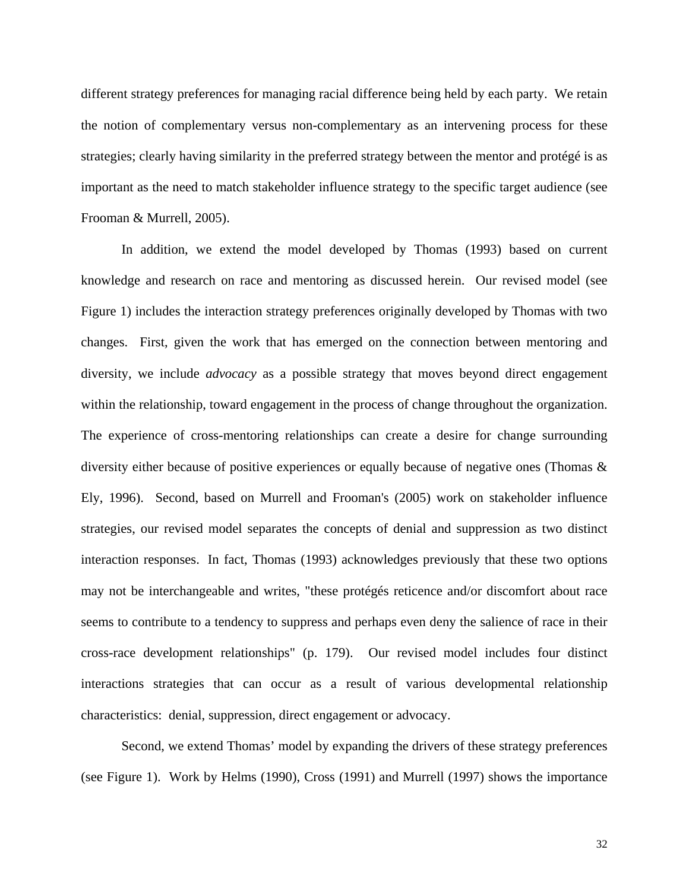different strategy preferences for managing racial difference being held by each party. We retain the notion of complementary versus non-complementary as an intervening process for these strategies; clearly having similarity in the preferred strategy between the mentor and protégé is as important as the need to match stakeholder influence strategy to the specific target audience (see Frooman & Murrell, 2005).

In addition, we extend the model developed by Thomas (1993) based on current knowledge and research on race and mentoring as discussed herein. Our revised model (see Figure 1) includes the interaction strategy preferences originally developed by Thomas with two changes. First, given the work that has emerged on the connection between mentoring and diversity, we include *advocacy* as a possible strategy that moves beyond direct engagement within the relationship, toward engagement in the process of change throughout the organization. The experience of cross-mentoring relationships can create a desire for change surrounding diversity either because of positive experiences or equally because of negative ones (Thomas & Ely, 1996). Second, based on Murrell and Frooman's (2005) work on stakeholder influence strategies, our revised model separates the concepts of denial and suppression as two distinct interaction responses. In fact, Thomas (1993) acknowledges previously that these two options may not be interchangeable and writes, "these protégés reticence and/or discomfort about race seems to contribute to a tendency to suppress and perhaps even deny the salience of race in their cross-race development relationships" (p. 179). Our revised model includes four distinct interactions strategies that can occur as a result of various developmental relationship characteristics: denial, suppression, direct engagement or advocacy.

Second, we extend Thomas' model by expanding the drivers of these strategy preferences (see Figure 1). Work by Helms (1990), Cross (1991) and Murrell (1997) shows the importance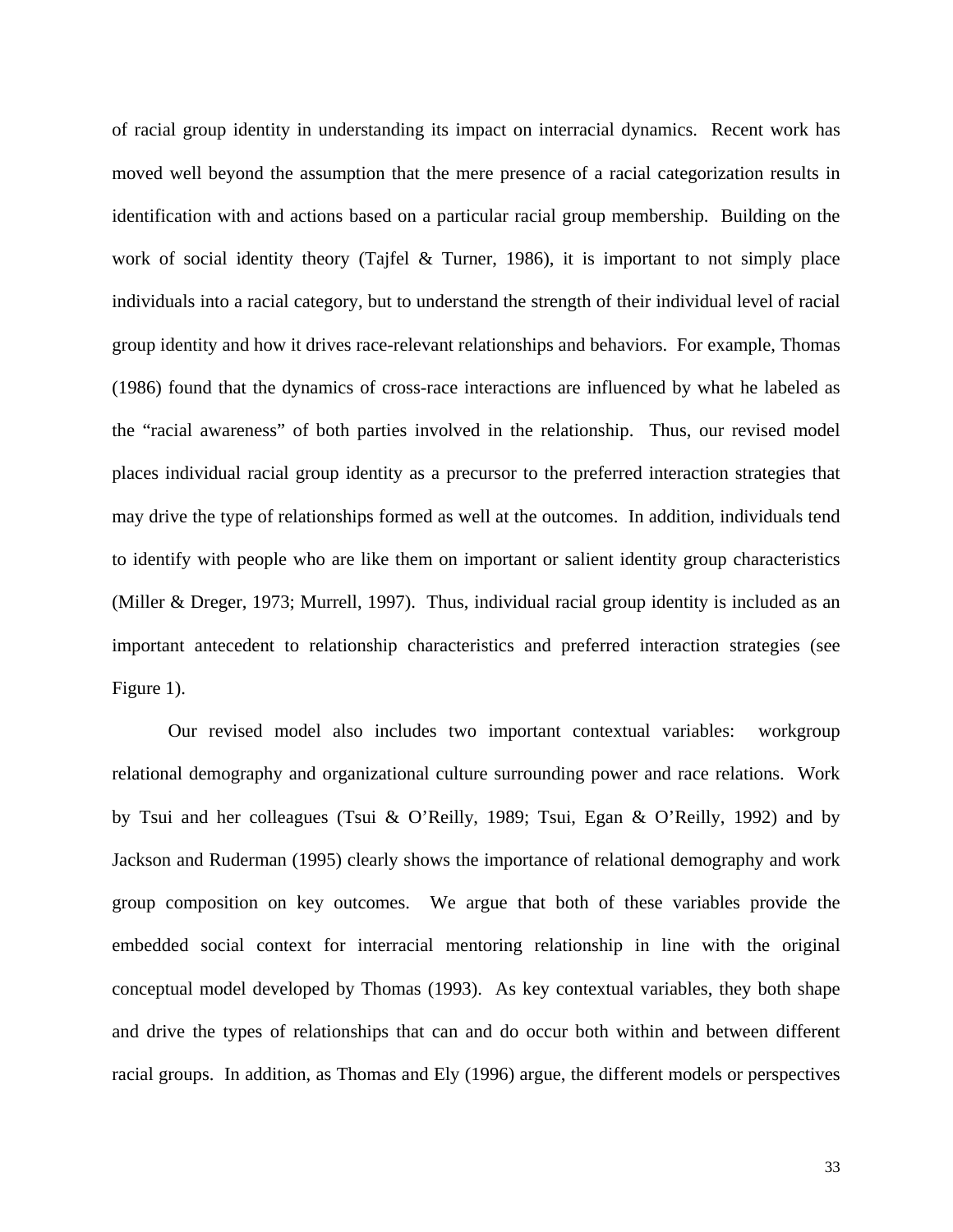of racial group identity in understanding its impact on interracial dynamics. Recent work has moved well beyond the assumption that the mere presence of a racial categorization results in identification with and actions based on a particular racial group membership. Building on the work of social identity theory (Tajfel & Turner, 1986), it is important to not simply place individuals into a racial category, but to understand the strength of their individual level of racial group identity and how it drives race-relevant relationships and behaviors. For example, Thomas (1986) found that the dynamics of cross-race interactions are influenced by what he labeled as the "racial awareness" of both parties involved in the relationship. Thus, our revised model places individual racial group identity as a precursor to the preferred interaction strategies that may drive the type of relationships formed as well at the outcomes. In addition, individuals tend to identify with people who are like them on important or salient identity group characteristics (Miller & Dreger, 1973; Murrell, 1997). Thus, individual racial group identity is included as an important antecedent to relationship characteristics and preferred interaction strategies (see Figure 1).

Our revised model also includes two important contextual variables: workgroup relational demography and organizational culture surrounding power and race relations. Work by Tsui and her colleagues (Tsui & O'Reilly, 1989; Tsui, Egan & O'Reilly, 1992) and by Jackson and Ruderman (1995) clearly shows the importance of relational demography and work group composition on key outcomes. We argue that both of these variables provide the embedded social context for interracial mentoring relationship in line with the original conceptual model developed by Thomas (1993). As key contextual variables, they both shape and drive the types of relationships that can and do occur both within and between different racial groups. In addition, as Thomas and Ely (1996) argue, the different models or perspectives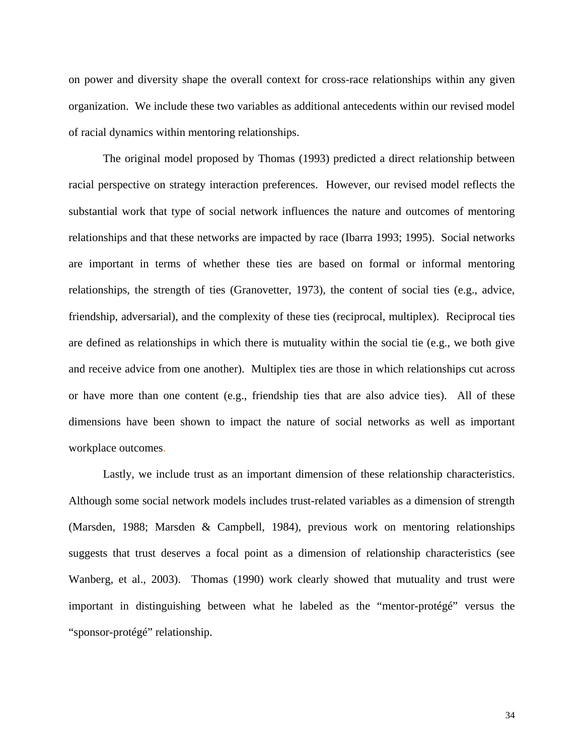on power and diversity shape the overall context for cross-race relationships within any given organization. We include these two variables as additional antecedents within our revised model of racial dynamics within mentoring relationships.

The original model proposed by Thomas (1993) predicted a direct relationship between racial perspective on strategy interaction preferences. However, our revised model reflects the substantial work that type of social network influences the nature and outcomes of mentoring relationships and that these networks are impacted by race (Ibarra 1993; 1995). Social networks are important in terms of whether these ties are based on formal or informal mentoring relationships, the strength of ties (Granovetter, 1973), the content of social ties (e.g., advice, friendship, adversarial), and the complexity of these ties (reciprocal, multiplex). Reciprocal ties are defined as relationships in which there is mutuality within the social tie (e.g., we both give and receive advice from one another). Multiplex ties are those in which relationships cut across or have more than one content (e.g., friendship ties that are also advice ties). All of these dimensions have been shown to impact the nature of social networks as well as important workplace outcomes.

Lastly, we include trust as an important dimension of these relationship characteristics. Although some social network models includes trust-related variables as a dimension of strength (Marsden, 1988; Marsden & Campbell, 1984), previous work on mentoring relationships suggests that trust deserves a focal point as a dimension of relationship characteristics (see Wanberg, et al., 2003). Thomas (1990) work clearly showed that mutuality and trust were important in distinguishing between what he labeled as the "mentor-protégé" versus the "sponsor-protégé" relationship.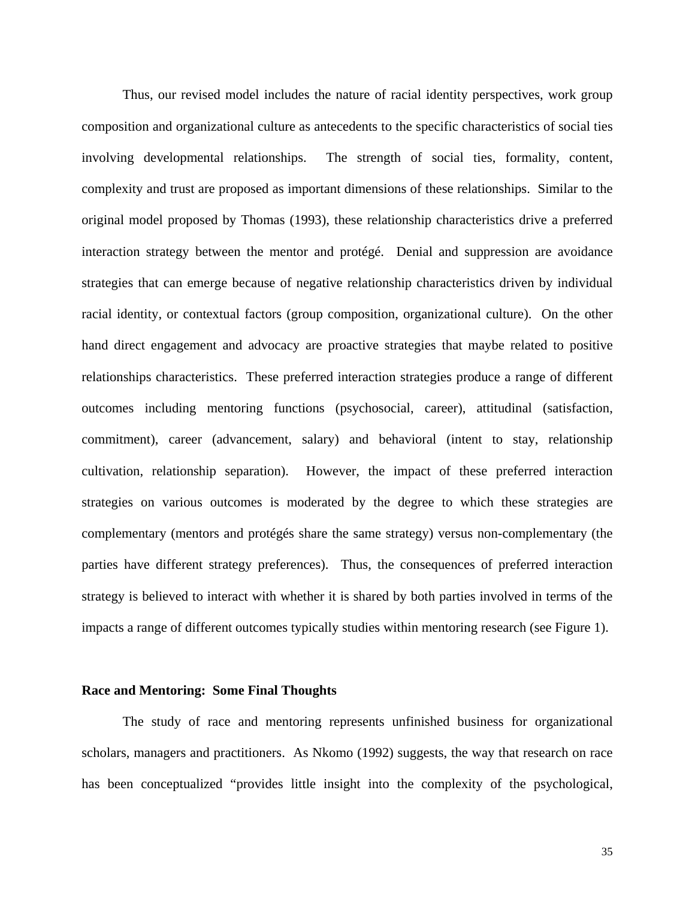Thus, our revised model includes the nature of racial identity perspectives, work group composition and organizational culture as antecedents to the specific characteristics of social ties involving developmental relationships. The strength of social ties, formality, content, complexity and trust are proposed as important dimensions of these relationships. Similar to the original model proposed by Thomas (1993), these relationship characteristics drive a preferred interaction strategy between the mentor and protégé. Denial and suppression are avoidance strategies that can emerge because of negative relationship characteristics driven by individual racial identity, or contextual factors (group composition, organizational culture). On the other hand direct engagement and advocacy are proactive strategies that maybe related to positive relationships characteristics. These preferred interaction strategies produce a range of different outcomes including mentoring functions (psychosocial, career), attitudinal (satisfaction, commitment), career (advancement, salary) and behavioral (intent to stay, relationship cultivation, relationship separation). However, the impact of these preferred interaction strategies on various outcomes is moderated by the degree to which these strategies are complementary (mentors and protégés share the same strategy) versus non-complementary (the parties have different strategy preferences). Thus, the consequences of preferred interaction strategy is believed to interact with whether it is shared by both parties involved in terms of the impacts a range of different outcomes typically studies within mentoring research (see Figure 1).

**Race and Mentoring: Some Final Thoughts**

The study of race and mentoring represents unfinished business for organizational scholars, managers and practitioners. As Nkomo (1992) suggests, the way that research on race has been conceptualized "provides little insight into the complexity of the psychological,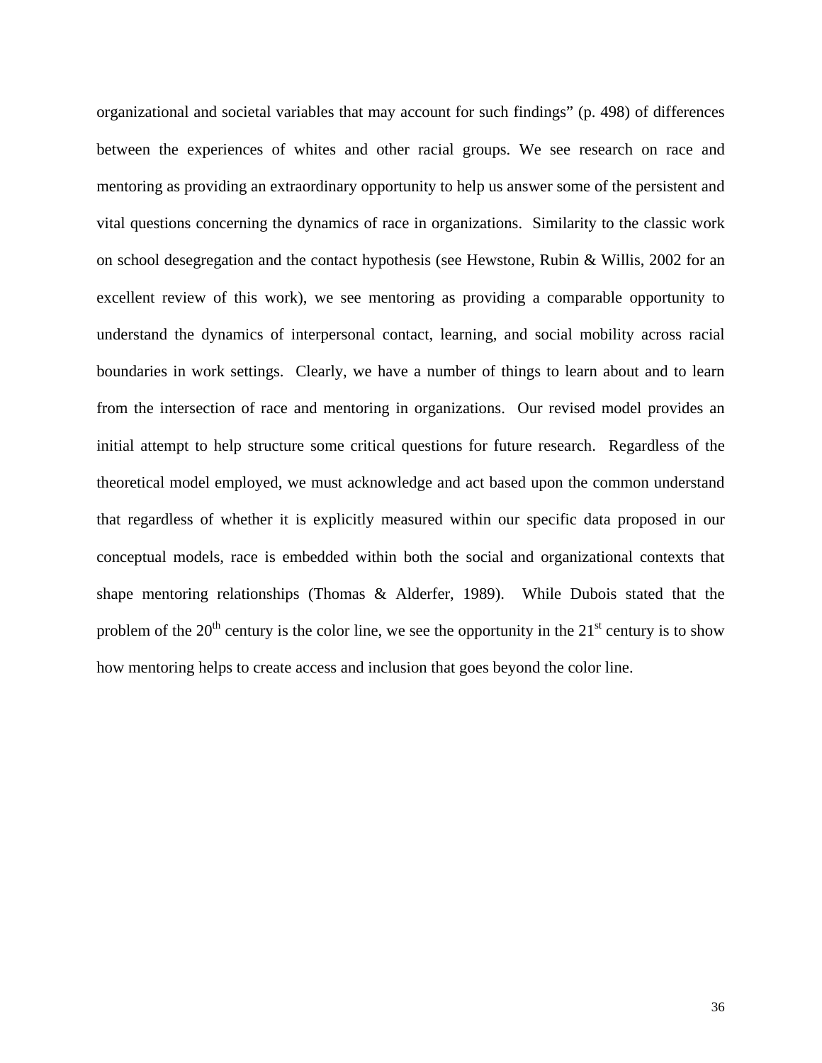organizational and societal variables that may account for such findings" (p. 498) of differences between the experiences of whites and other racial groups. We see research on race and mentoring as providing an extraordinary opportunity to help us answer some of the persistent and vital questions concerning the dynamics of race in organizations. Similarity to the classic work on school desegregation and the contact hypothesis (see Hewstone, Rubin & Willis, 2002 for an excellent review of this work), we see mentoring as providing a comparable opportunity to understand the dynamics of interpersonal contact, learning, and social mobility across racial boundaries in work settings. Clearly, we have a number of things to learn about and to learn from the intersection of race and mentoring in organizations. Our revised model provides an initial attempt to help structure some critical questions for future research. Regardless of the theoretical model employed, we must acknowledge and act based upon the common understand that regardless of whether it is explicitly measured within our specific data proposed in our conceptual models, race is embedded within both the social and organizational contexts that shape mentoring relationships (Thomas & Alderfer, 1989). While Dubois stated that the problem of the 20th century is the color line, we see the opportunity in the 21st century is to show how mentoring helps to create access and inclusion that goes beyond the color line.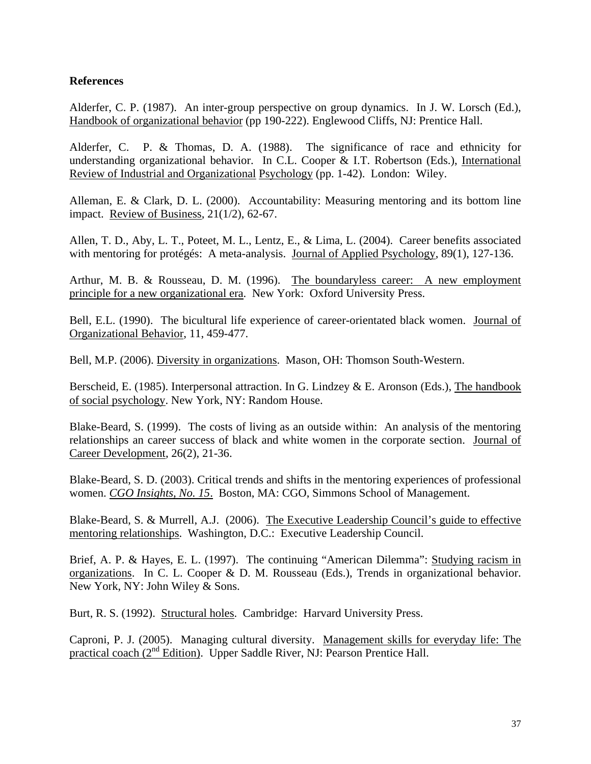**References**

Alderfer, C. P. (1987). An inter-group perspective on group dynamics. In J. W. Lorsch (Ed.), Handbook of organizational behavior (pp 190-222). Englewood Cliffs, NJ: Prentice Hall.

Alderfer, C. P. & Thomas, D. A. (1988). The significance of race and ethnicity for understanding organizational behavior. In C.L. Cooper & I.T. Robertson (Eds.), International Review of Industrial and Organizational Psychology (pp. 1-42). London: Wiley.

Alleman, E. & Clark, D. L. (2000). Accountability: Measuring mentoring and its bottom line impact. Review of Business, 21(1/2), 62-67.

Allen, T. D., Aby, L. T., Poteet, M. L., Lentz, E., & Lima, L. (2004). Career benefits associated with mentoring for protégés: A meta-analysis. Journal of Applied Psychology, 89(1), 127-136.

Arthur, M. B. & Rousseau, D. M. (1996). The boundaryless career: A new employment principle for a new organizational era. New York: Oxford University Press.

Bell, E.L. (1990). The bicultural life experience of career-orientated black women. Journal of Organizational Behavior, 11, 459-477.

Bell, M.P. (2006). Diversity in organizations. Mason, OH: Thomson South-Western.

Berscheid, E. (1985). Interpersonal attraction. In G. Lindzey & E. Aronson (Eds.), The handbook of social psychology. New York, NY: Random House.

Blake-Beard, S. (1999). The costs of living as an outside within: An analysis of the mentoring relationships an career success of black and white women in the corporate section. Journal of Career Development, 26(2), 21-36.

Blake-Beard, S. D. (2003). Critical trends and shifts in the mentoring experiences of professional women. *CGO Insights, No. 15*. Boston, MA: CGO, Simmons School of Management.

Blake-Beard, S. & Murrell, A.J. (2006). The Executive Leadership Council's guide to effective mentoring relationships. Washington, D.C.: Executive Leadership Council.

Brief, A. P. & Hayes, E. L. (1997). The continuing "American Dilemma": Studying racism in organizations. In C. L. Cooper & D. M. Rousseau (Eds.), Trends in organizational behavior. New York, NY: John Wiley & Sons.

Burt, R. S. (1992). Structural holes. Cambridge: Harvard University Press.

Caproni, P. J. (2005). Managing cultural diversity. Management skills for everyday life: The practical coach (2nd Edition). Upper Saddle River, NJ: Pearson Prentice Hall.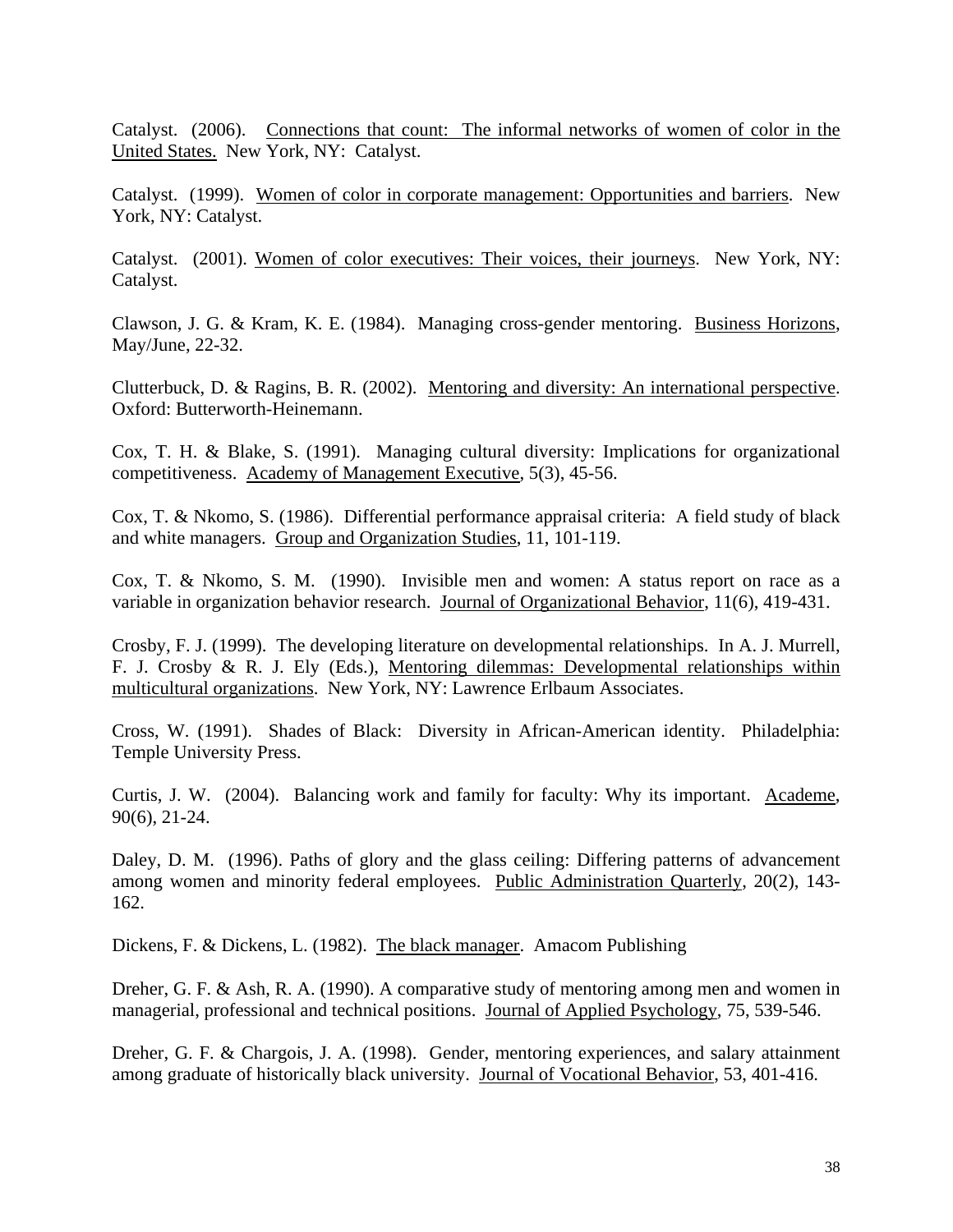Catalyst. (2006). Connections that count: The informal networks of women of color in the United States. New York, NY: Catalyst.

Catalyst. (1999). Women of color in corporate management: Opportunities and barriers. New York, NY: Catalyst.

Catalyst. (2001). Women of color executives: Their voices, their journeys. New York, NY: Catalyst.

Clawson, J. G. & Kram, K. E. (1984). Managing cross-gender mentoring. Business Horizons, May/June, 22-32.

Clutterbuck, D. & Ragins, B. R. (2002). Mentoring and diversity: An international perspective. Oxford: Butterworth-Heinemann.

Cox, T. H. & Blake, S. (1991). Managing cultural diversity: Implications for organizational competitiveness. Academy of Management Executive, 5(3), 45-56.

Cox, T. & Nkomo, S. (1986). Differential performance appraisal criteria: A field study of black and white managers. Group and Organization Studies, 11, 101-119.

Cox, T. & Nkomo, S. M. (1990). Invisible men and women: A status report on race as a variable in organization behavior research. Journal of Organizational Behavior, 11(6), 419-431.

Crosby, F. J. (1999). The developing literature on developmental relationships. In A. J. Murrell, F. J. Crosby & R. J. Ely (Eds.), Mentoring dilemmas: Developmental relationships within multicultural organizations. New York, NY: Lawrence Erlbaum Associates.

Cross, W. (1991). Shades of Black: Diversity in African-American identity. Philadelphia: Temple University Press.

Curtis, J. W. (2004). Balancing work and family for faculty: Why its important. Academe, 90(6), 21-24.

Daley, D. M. (1996). Paths of glory and the glass ceiling: Differing patterns of advancement among women and minority federal employees. Public Administration Quarterly, 20(2), 143-162.

Dickens, F. & Dickens, L. (1982). The black manager. Amacom Publishing

Dreher, G. F. & Ash, R. A. (1990). A comparative study of mentoring among men and women in managerial, professional and technical positions. Journal of Applied Psychology, 75, 539-546.

Dreher, G. F. & Chargois, J. A. (1998). Gender, mentoring experiences, and salary attainment among graduate of historically black university. Journal of Vocational Behavior, 53, 401-416.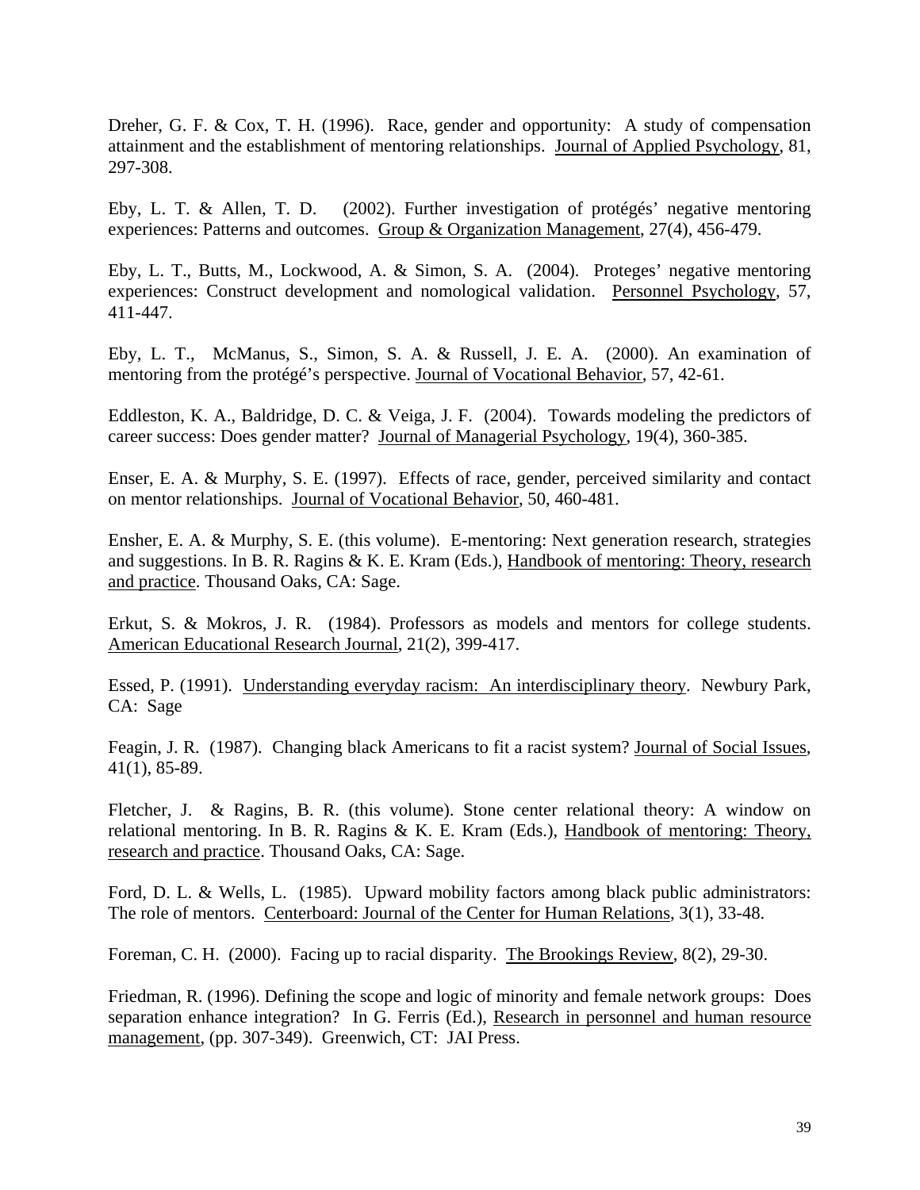Dreher, G. F. & Cox, T. H. (1996). Race, gender and opportunity: A study of compensation attainment and the establishment of mentoring relationships. Journal of Applied Psychology, 81, 297-308.

Eby, L. T. & Allen, T. D. (2002). Further investigation of protégés' negative mentoring experiences: Patterns and outcomes. Group & Organization Management, 27(4), 456-479.

Eby, L. T., Butts, M., Lockwood, A. & Simon, S. A. (2004). Proteges' negative mentoring experiences: Construct development and nomological validation. Personnel Psychology, 57, 411-447.

Eby, L. T., McManus, S., Simon, S. A. & Russell, J. E. A. (2000). An examination of mentoring from the protégé's perspective. Journal of Vocational Behavior, 57, 42-61.

Eddleston, K. A., Baldridge, D. C. & Veiga, J. F. (2004). Towards modeling the predictors of career success: Does gender matter? Journal of Managerial Psychology, 19(4), 360-385.

Enser, E. A. & Murphy, S. E. (1997). Effects of race, gender, perceived similarity and contact on mentor relationships. Journal of Vocational Behavior, 50, 460-481.

Ensher, E. A. & Murphy, S. E. (this volume). E-mentoring: Next generation research, strategies and suggestions. In B. R. Ragins & K. E. Kram (Eds.), Handbook of mentoring: Theory, research and practice. Thousand Oaks, CA: Sage.

Erkut, S. & Mokros, J. R. (1984). Professors as models and mentors for college students. American Educational Research Journal, 21(2), 399-417.

Essed, P. (1991). Understanding everyday racism: An interdisciplinary theory. Newbury Park, CA: Sage

Feagin, J. R. (1987). Changing black Americans to fit a racist system? Journal of Social Issues, 41(1), 85-89.

Fletcher, J. & Ragins, B. R. (this volume). Stone center relational theory: A window on relational mentoring. In B. R. Ragins & K. E. Kram (Eds.), Handbook of mentoring: Theory, research and practice. Thousand Oaks, CA: Sage.

Ford, D. L. & Wells, L. (1985). Upward mobility factors among black public administrators: The role of mentors. Centerboard: Journal of the Center for Human Relations, 3(1), 33-48.

Foreman, C. H. (2000). Facing up to racial disparity. The Brookings Review, 8(2), 29-30.

Friedman, R. (1996). Defining the scope and logic of minority and female network groups: Does separation enhance integration? In G. Ferris (Ed.), Research in personnel and human resource management, (pp. 307-349). Greenwich, CT: JAI Press.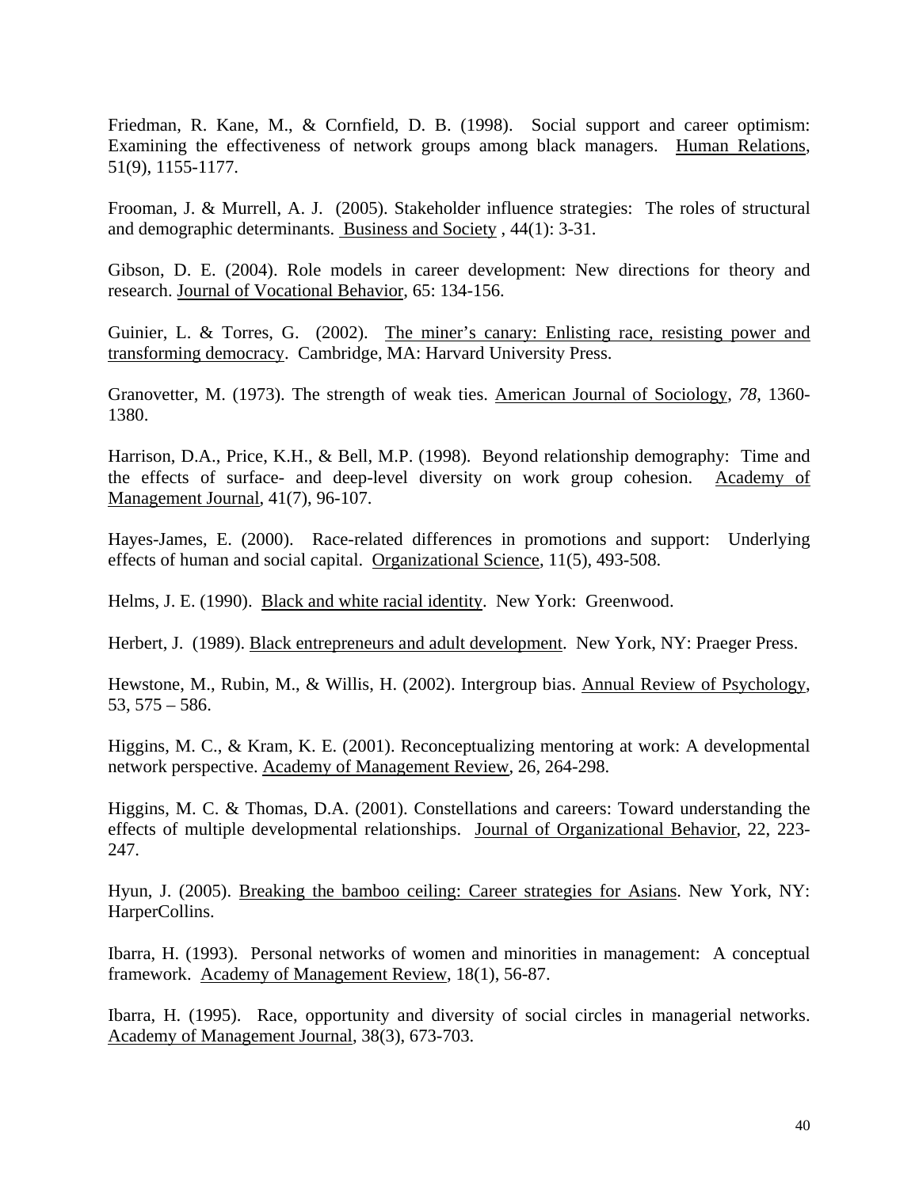Friedman, R. Kane, M., & Cornfield, D. B. (1998). Social support and career optimism: Examining the effectiveness of network groups among black managers. Human Relations, 51(9), 1155-1177.

Frooman, J. & Murrell, A. J. (2005). Stakeholder influence strategies: The roles of structural and demographic determinants. Business and Society , 44(1): 3-31.

Gibson, D. E. (2004). Role models in career development: New directions for theory and research. Journal of Vocational Behavior, 65: 134-156.

Guinier, L. & Torres, G. (2002). The miner's canary: Enlisting race, resisting power and transforming democracy. Cambridge, MA: Harvard University Press.

Granovetter, M. (1973). The strength of weak ties. American Journal of Sociology, *78*, 1360-1380.

Harrison, D.A., Price, K.H., & Bell, M.P. (1998). Beyond relationship demography: Time and the effects of surface- and deep-level diversity on work group cohesion. Academy of Management Journal, 41(7), 96-107.

Hayes-James, E. (2000). Race-related differences in promotions and support: Underlying effects of human and social capital. Organizational Science, 11(5), 493-508.

Helms, J. E. (1990). Black and white racial identity. New York: Greenwood.

Herbert, J. (1989). Black entrepreneurs and adult development. New York, NY: Praeger Press.

Hewstone, M., Rubin, M., & Willis, H. (2002). Intergroup bias. Annual Review of Psychology, 53, 575 – 586.

Higgins, M. C., & Kram, K. E. (2001). Reconceptualizing mentoring at work: A developmental network perspective. Academy of Management Review, 26, 264-298.

Higgins, M. C. & Thomas, D.A. (2001). Constellations and careers: Toward understanding the effects of multiple developmental relationships. Journal of Organizational Behavior, 22, 223-247.

Hyun, J. (2005). Breaking the bamboo ceiling: Career strategies for Asians. New York, NY: HarperCollins.

Ibarra, H. (1993). Personal networks of women and minorities in management: A conceptual framework. Academy of Management Review, 18(1), 56-87.

Ibarra, H. (1995). Race, opportunity and diversity of social circles in managerial networks. Academy of Management Journal, 38(3), 673-703.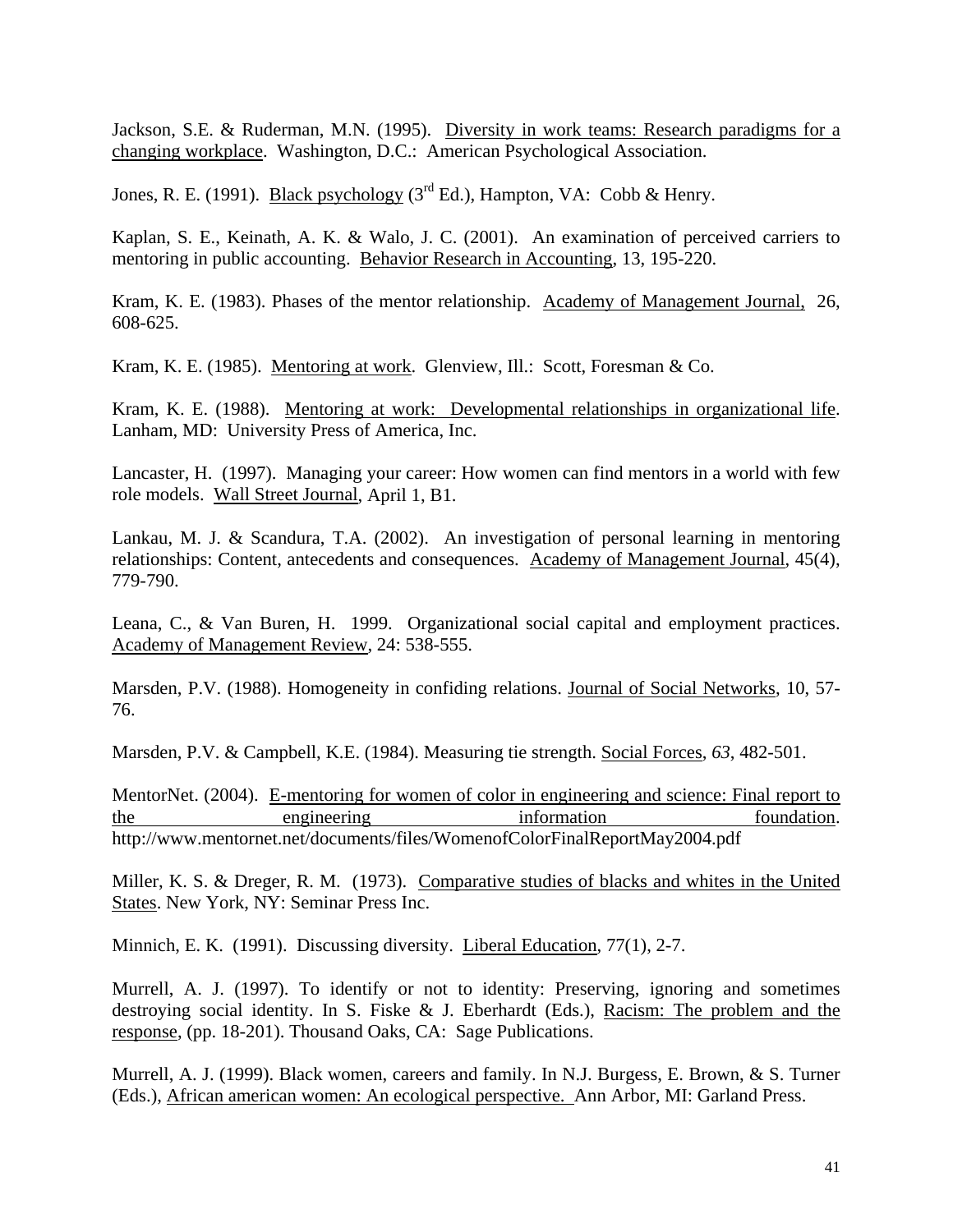Jackson, S.E. & Ruderman, M.N. (1995). Diversity in work teams: Research paradigms for a changing workplace. Washington, D.C.: American Psychological Association.

Jones, R. E. (1991). Black psychology (3rd Ed.), Hampton, VA: Cobb & Henry.

Kaplan, S. E., Keinath, A. K. & Walo, J. C. (2001). An examination of perceived carriers to mentoring in public accounting. Behavior Research in Accounting, 13, 195-220.

Kram, K. E. (1983). Phases of the mentor relationship. Academy of Management Journal, 26, 608-625.

Kram, K. E. (1985). Mentoring at work. Glenview, Ill.: Scott, Foresman & Co.

Kram, K. E. (1988). Mentoring at work: Developmental relationships in organizational life. Lanham, MD: University Press of America, Inc.

Lancaster, H. (1997). Managing your career: How women can find mentors in a world with few role models. Wall Street Journal, April 1, B1.

Lankau, M. J. & Scandura, T.A. (2002). An investigation of personal learning in mentoring relationships: Content, antecedents and consequences. Academy of Management Journal, 45(4), 779-790.

Leana, C., & Van Buren, H. 1999. Organizational social capital and employment practices. Academy of Management Review, 24: 538-555.

Marsden, P.V. (1988). Homogeneity in confiding relations. Journal of Social Networks, 10, 57-76.

Marsden, P.V. & Campbell, K.E. (1984). Measuring tie strength. Social Forces, *63*, 482-501.

MentorNet. (2004). E-mentoring for women of color in engineering and science: Final report to the engineering information foundation. http://www.mentornet.net/documents/files/WomenofColorFinalReportMay2004.pdf

Miller, K. S. & Dreger, R. M. (1973). Comparative studies of blacks and whites in the United States. New York, NY: Seminar Press Inc.

Minnich, E. K. (1991). Discussing diversity. Liberal Education, 77(1), 2-7.

Murrell, A. J. (1997). To identify or not to identity: Preserving, ignoring and sometimes destroying social identity. In S. Fiske & J. Eberhardt (Eds.), Racism: The problem and the response, (pp. 18-201). Thousand Oaks, CA: Sage Publications.

Murrell, A. J. (1999). Black women, careers and family. In N.J. Burgess, E. Brown, & S. Turner (Eds.), African american women: An ecological perspective. Ann Arbor, MI: Garland Press.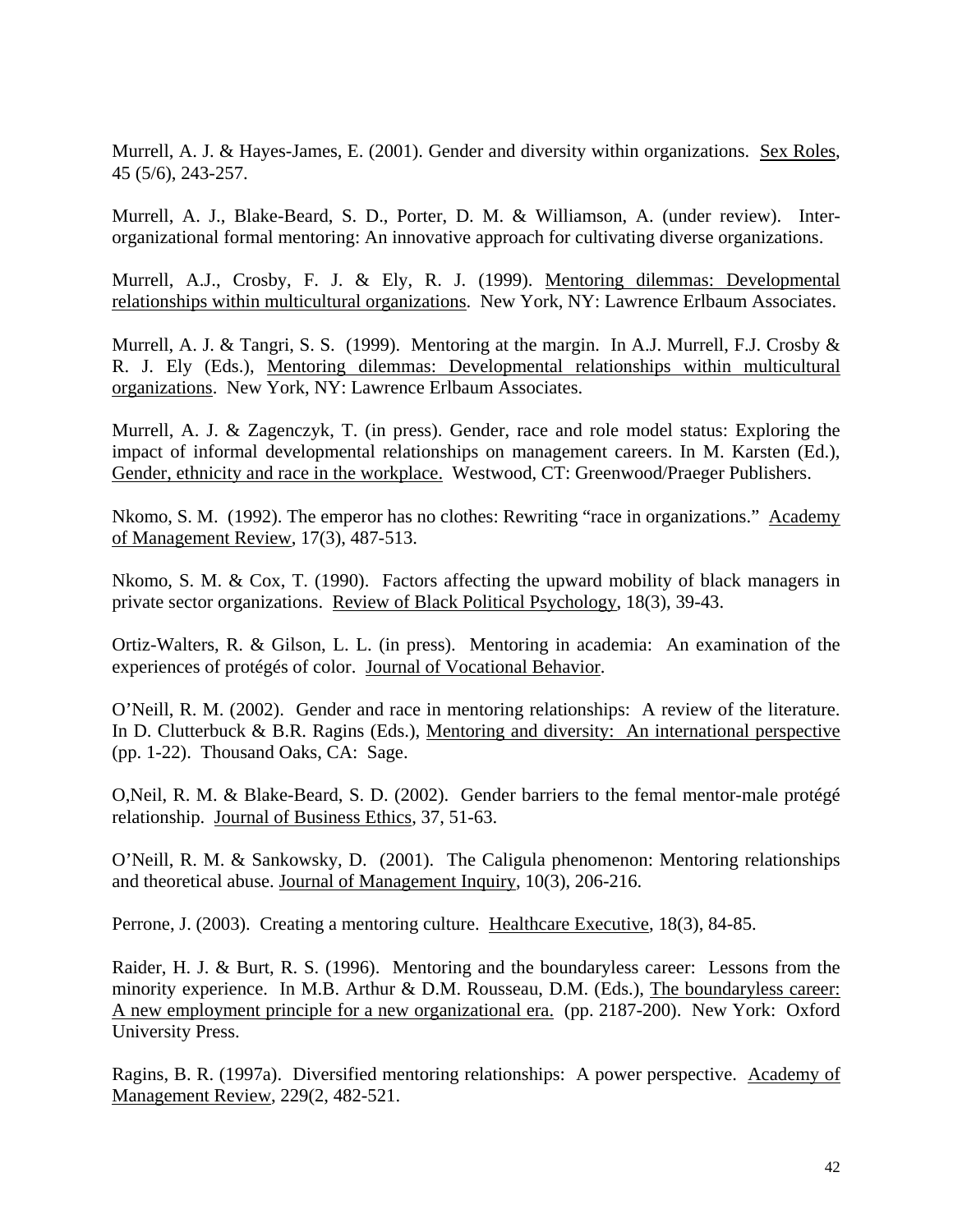Murrell, A. J. & Hayes-James, E. (2001). Gender and diversity within organizations. Sex Roles, 45 (5/6), 243-257.

Murrell, A. J., Blake-Beard, S. D., Porter, D. M. & Williamson, A. (under review). Inter-organizational formal mentoring: An innovative approach for cultivating diverse organizations.

Murrell, A.J., Crosby, F. J. & Ely, R. J. (1999). Mentoring dilemmas: Developmental relationships within multicultural organizations. New York, NY: Lawrence Erlbaum Associates.

Murrell, A. J. & Tangri, S. S. (1999). Mentoring at the margin. In A.J. Murrell, F.J. Crosby & R. J. Ely (Eds.), Mentoring dilemmas: Developmental relationships within multicultural organizations. New York, NY: Lawrence Erlbaum Associates.

Murrell, A. J. & Zagenczyk, T. (in press). Gender, race and role model status: Exploring the impact of informal developmental relationships on management careers. In M. Karsten (Ed.), Gender, ethnicity and race in the workplace. Westwood, CT: Greenwood/Praeger Publishers.

Nkomo, S. M. (1992). The emperor has no clothes: Rewriting "race in organizations." Academy of Management Review, 17(3), 487-513.

Nkomo, S. M. & Cox, T. (1990). Factors affecting the upward mobility of black managers in private sector organizations. Review of Black Political Psychology, 18(3), 39-43.

Ortiz-Walters, R. & Gilson, L. L. (in press). Mentoring in academia: An examination of the experiences of protégés of color. Journal of Vocational Behavior.

O'Neill, R. M. (2002). Gender and race in mentoring relationships: A review of the literature. In D. Clutterbuck & B.R. Ragins (Eds.), Mentoring and diversity: An international perspective (pp. 1-22). Thousand Oaks, CA: Sage.

O,Neil, R. M. & Blake-Beard, S. D. (2002). Gender barriers to the femal mentor-male protégé relationship. Journal of Business Ethics, 37, 51-63.

O'Neill, R. M. & Sankowsky, D. (2001). The Caligula phenomenon: Mentoring relationships and theoretical abuse. Journal of Management Inquiry, 10(3), 206-216.

Perrone, J. (2003). Creating a mentoring culture. Healthcare Executive, 18(3), 84-85.

Raider, H. J. & Burt, R. S. (1996). Mentoring and the boundaryless career: Lessons from the minority experience. In M.B. Arthur & D.M. Rousseau, D.M. (Eds.), The boundaryless career: A new employment principle for a new organizational era. (pp. 2187-200). New York: Oxford University Press.

Ragins, B. R. (1997a). Diversified mentoring relationships: A power perspective. Academy of Management Review, 229(2, 482-521.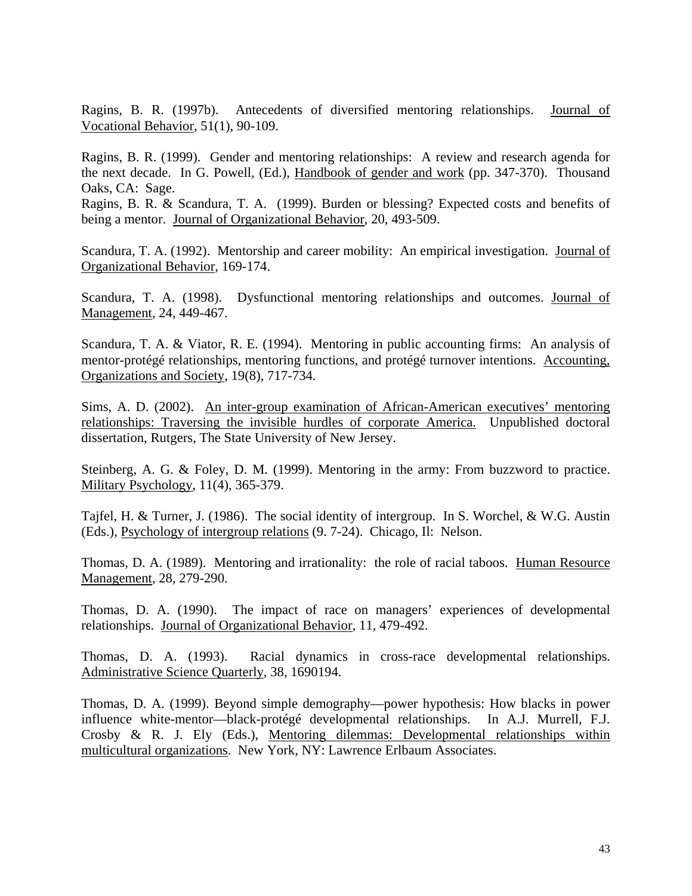Ragins, B. R. (1997b). Antecedents of diversified mentoring relationships. Journal of Vocational Behavior, 51(1), 90-109.

Ragins, B. R. (1999). Gender and mentoring relationships: A review and research agenda for the next decade. In G. Powell, (Ed.), Handbook of gender and work (pp. 347-370). Thousand Oaks, CA: Sage.
Ragins, B. R. & Scandura, T. A. (1999). Burden or blessing? Expected costs and benefits of being a mentor. Journal of Organizational Behavior, 20, 493-509.

Scandura, T. A. (1992). Mentorship and career mobility: An empirical investigation. Journal of Organizational Behavior, 169-174.

Scandura, T. A. (1998). Dysfunctional mentoring relationships and outcomes. Journal of Management, 24, 449-467.

Scandura, T. A. & Viator, R. E. (1994). Mentoring in public accounting firms: An analysis of mentor-protégé relationships, mentoring functions, and protégé turnover intentions. Accounting, Organizations and Society, 19(8), 717-734.

Sims, A. D. (2002). An inter-group examination of African-American executives' mentoring relationships: Traversing the invisible hurdles of corporate America. Unpublished doctoral dissertation, Rutgers, The State University of New Jersey.

Steinberg, A. G. & Foley, D. M. (1999). Mentoring in the army: From buzzword to practice. Military Psychology, 11(4), 365-379.

Tajfel, H. & Turner, J. (1986). The social identity of intergroup. In S. Worchel, & W.G. Austin (Eds.), Psychology of intergroup relations (9. 7-24). Chicago, Il: Nelson.

Thomas, D. A. (1989). Mentoring and irrationality: the role of racial taboos. Human Resource Management, 28, 279-290.

Thomas, D. A. (1990). The impact of race on managers' experiences of developmental relationships. Journal of Organizational Behavior, 11, 479-492.

Thomas, D. A. (1993). Racial dynamics in cross-race developmental relationships. Administrative Science Quarterly, 38, 1690194.

Thomas, D. A. (1999). Beyond simple demography—power hypothesis: How blacks in power influence white-mentor—black-protégé developmental relationships. In A.J. Murrell, F.J. Crosby & R. J. Ely (Eds.), Mentoring dilemmas: Developmental relationships within multicultural organizations. New York, NY: Lawrence Erlbaum Associates.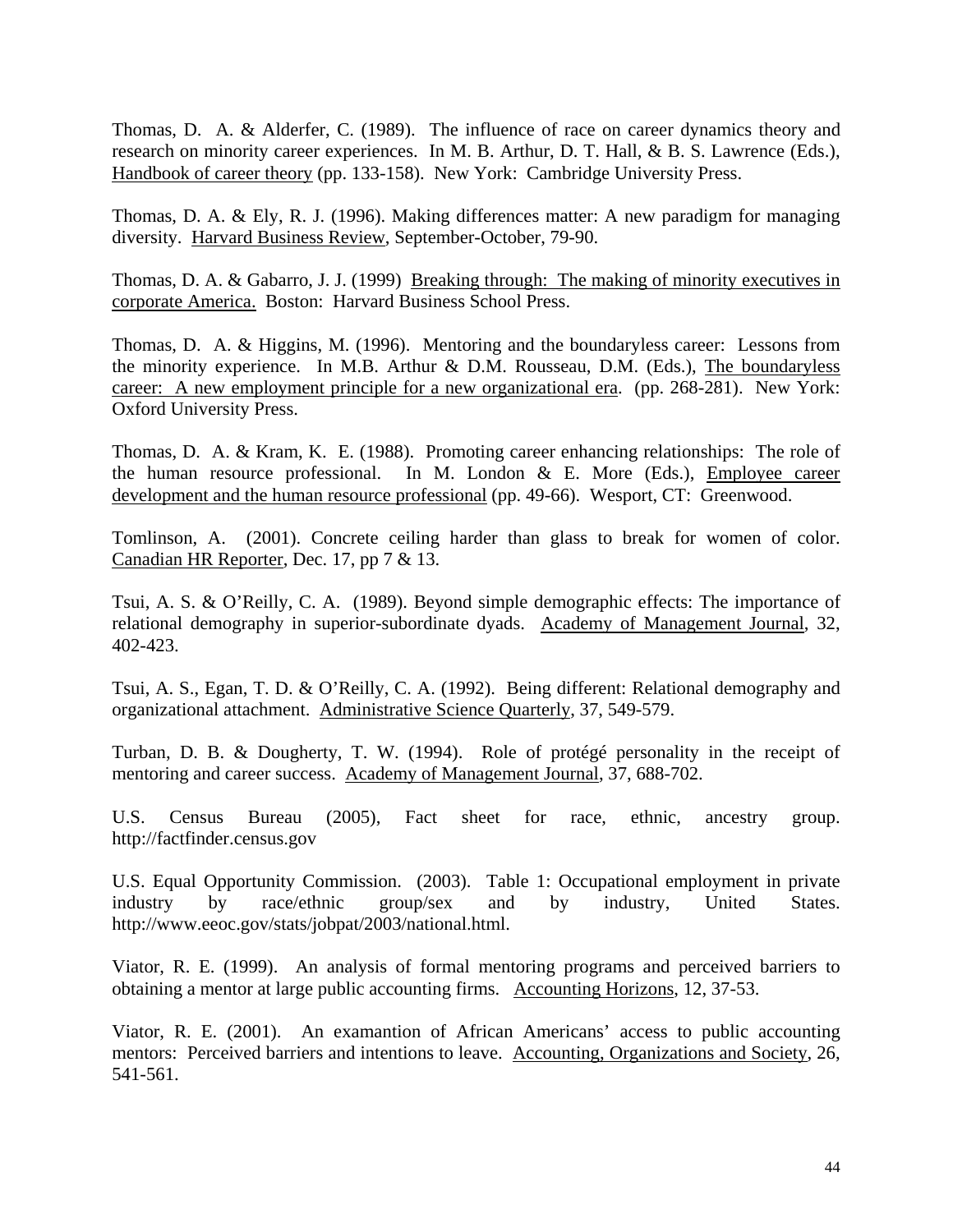Thomas, D. A. & Alderfer, C. (1989). The influence of race on career dynamics theory and research on minority career experiences. In M. B. Arthur, D. T. Hall, & B. S. Lawrence (Eds.), Handbook of career theory (pp. 133-158). New York: Cambridge University Press.

Thomas, D. A. & Ely, R. J. (1996). Making differences matter: A new paradigm for managing diversity. Harvard Business Review, September-October, 79-90.

Thomas, D. A. & Gabarro, J. J. (1999) Breaking through: The making of minority executives in corporate America. Boston: Harvard Business School Press.

Thomas, D. A. & Higgins, M. (1996). Mentoring and the boundaryless career: Lessons from the minority experience. In M.B. Arthur & D.M. Rousseau, D.M. (Eds.), The boundaryless career: A new employment principle for a new organizational era. (pp. 268-281). New York: Oxford University Press.

Thomas, D. A. & Kram, K. E. (1988). Promoting career enhancing relationships: The role of the human resource professional. In M. London & E. More (Eds.), Employee career development and the human resource professional (pp. 49-66). Wesport, CT: Greenwood.

Tomlinson, A. (2001). Concrete ceiling harder than glass to break for women of color. Canadian HR Reporter, Dec. 17, pp 7 & 13.

Tsui, A. S. & O'Reilly, C. A. (1989). Beyond simple demographic effects: The importance of relational demography in superior-subordinate dyads. Academy of Management Journal, 32, 402-423.

Tsui, A. S., Egan, T. D. & O'Reilly, C. A. (1992). Being different: Relational demography and organizational attachment. Administrative Science Quarterly, 37, 549-579.

Turban, D. B. & Dougherty, T. W. (1994). Role of protégé personality in the receipt of mentoring and career success. Academy of Management Journal, 37, 688-702.

U.S. Census Bureau (2005), Fact sheet for race, ethnic, ancestry group. http://factfinder.census.gov

U.S. Equal Opportunity Commission. (2003). Table 1: Occupational employment in private industry by race/ethnic group/sex and by industry, United States. http://www.eeoc.gov/stats/jobpat/2003/national.html.

Viator, R. E. (1999). An analysis of formal mentoring programs and perceived barriers to obtaining a mentor at large public accounting firms. Accounting Horizons, 12, 37-53.

Viator, R. E. (2001). An examantion of African Americans' access to public accounting mentors: Perceived barriers and intentions to leave. Accounting, Organizations and Society, 26, 541-561.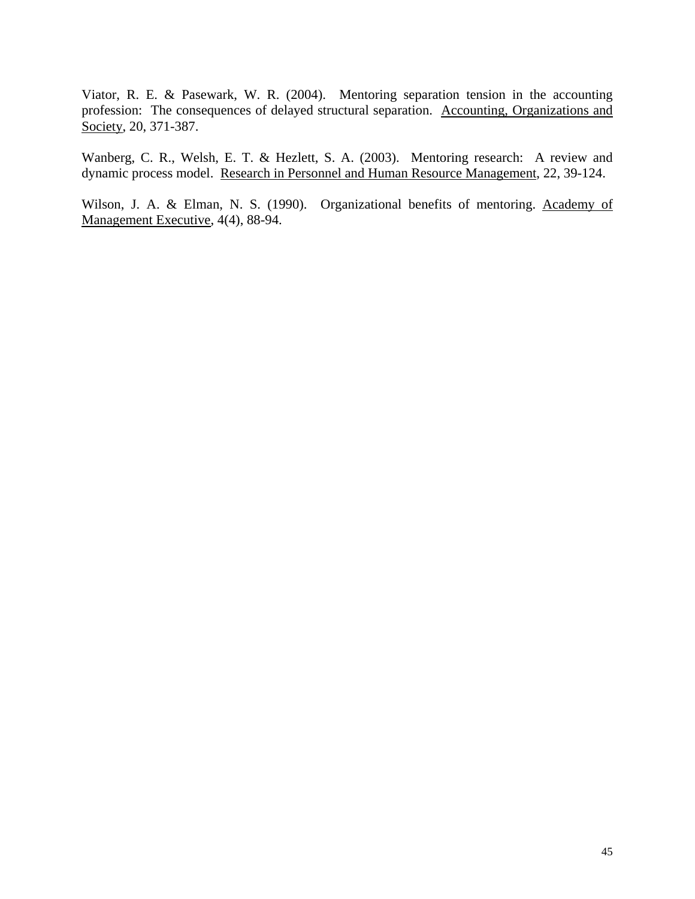Viator, R. E. & Pasewark, W. R. (2004). Mentoring separation tension in the accounting profession: The consequences of delayed structural separation. Accounting, Organizations and Society, 20, 371-387.

Wanberg, C. R., Welsh, E. T. & Hezlett, S. A. (2003). Mentoring research: A review and dynamic process model. Research in Personnel and Human Resource Management, 22, 39-124.

Wilson, J. A. & Elman, N. S. (1990). Organizational benefits of mentoring. Academy of Management Executive, 4(4), 88-94.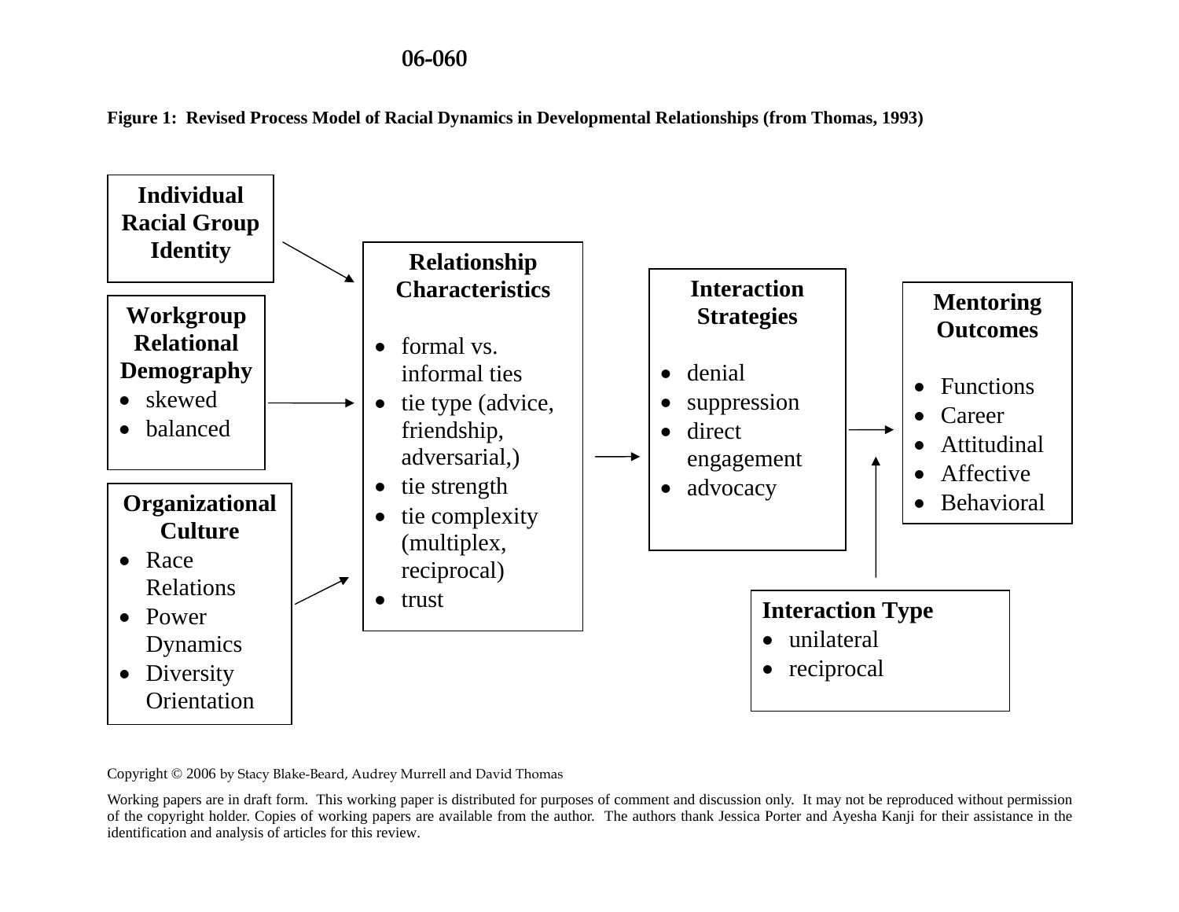06-060

**Figure 1: Revised Process Model of Racial Dynamics in Developmental Relationships (from Thomas, 1993)**

**Individual Racial Group Identity**

**Workgroup Relational Demography**
- skewed
- balanced

**Organizational Culture**
- Race Relations
- Power Dynamics
- Diversity Orientation

**Relationship Characteristics**
- formal vs. informal ties
- tie type (advice, friendship, adversarial,)
- tie strength
- tie complexity (multiplex, reciprocal)
- trust

**Interaction Strategies**
- denial
- suppression
- direct engagement
- advocacy

**Mentoring Outcomes**
- Functions
- Career
- Attitudinal
- Affective
- Behavioral

**Interaction Type**
- unilateral
- reciprocal

Copyright © 2006 by Stacy Blake-Beard, Audrey Murrell and David Thomas

Working papers are in draft form. This working paper is distributed for purposes of comment and discussion only. It may not be reproduced without permission of the copyright holder. Copies of working papers are available from the author. The authors thank Jessica Porter and Ayesha Kanji for their assistance in the identification and analysis of articles for this review.